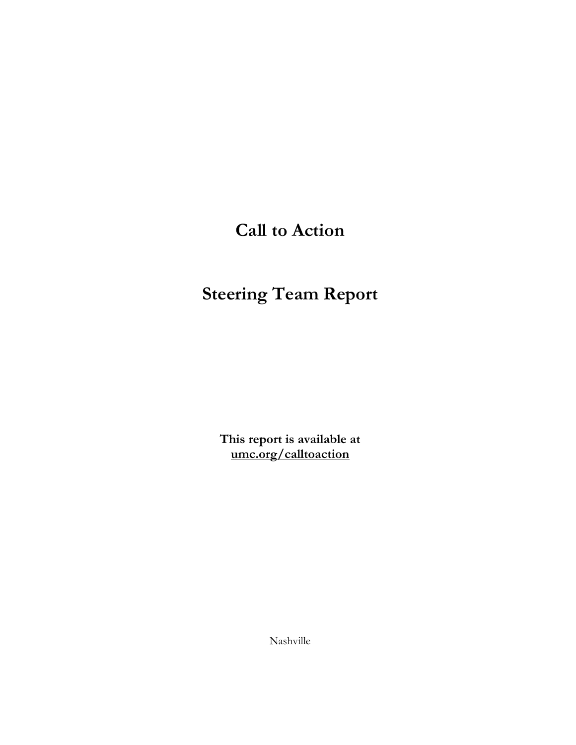# Call to Action

# Steering Team Report

**This report is available at**
**umc.org/calltoaction**

Nashville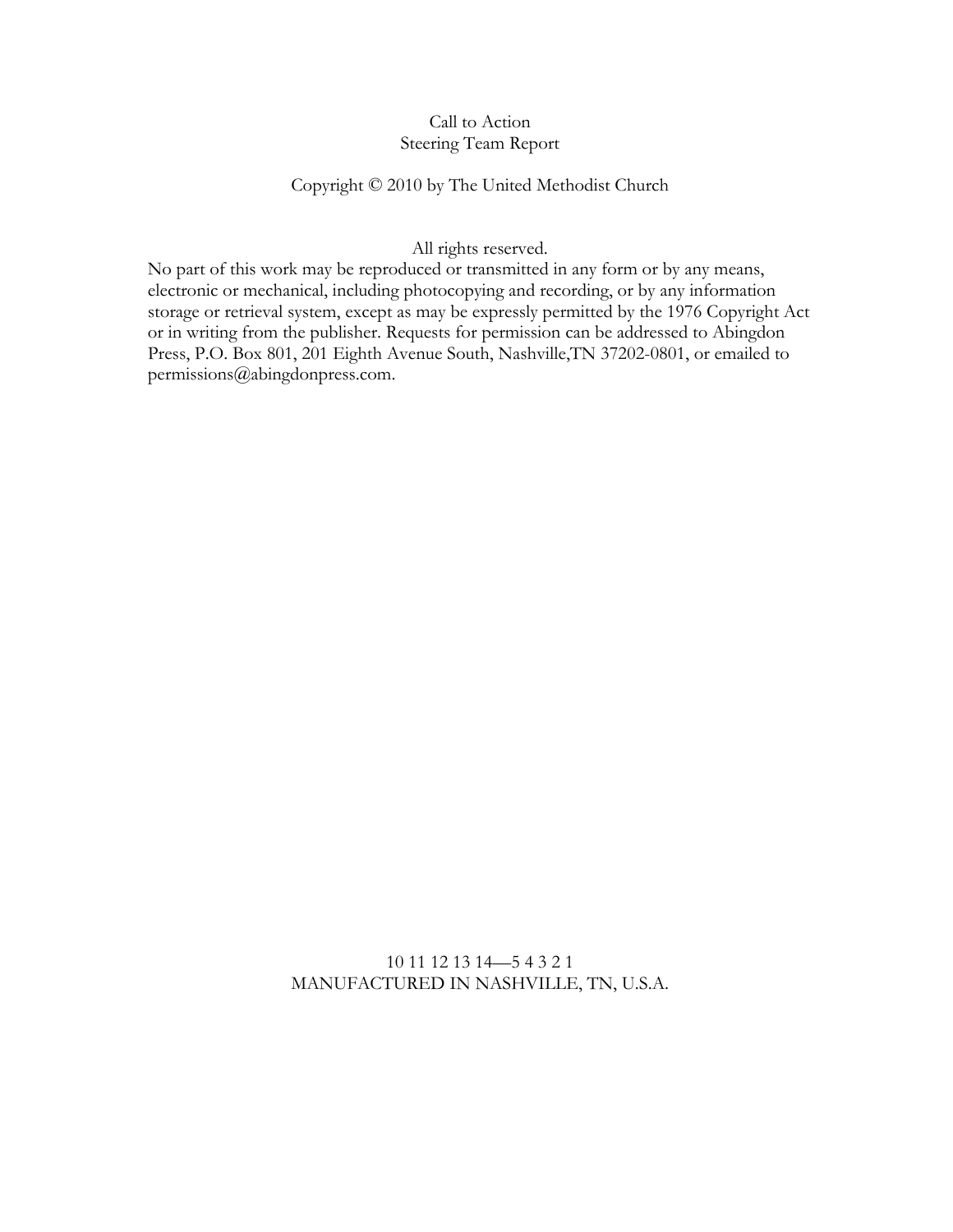Call to Action
Steering Team Report

Copyright © 2010 by The United Methodist Church

All rights reserved.

No part of this work may be reproduced or transmitted in any form or by any means, electronic or mechanical, including photocopying and recording, or by any information storage or retrieval system, except as may be expressly permitted by the 1976 Copyright Act or in writing from the publisher. Requests for permission can be addressed to Abingdon Press, P.O. Box 801, 201 Eighth Avenue South, Nashville,TN 37202-0801, or emailed to permissions@abingdonpress.com.

10 11 12 13 14—5 4 3 2 1
MANUFACTURED IN NASHVILLE, TN, U.S.A.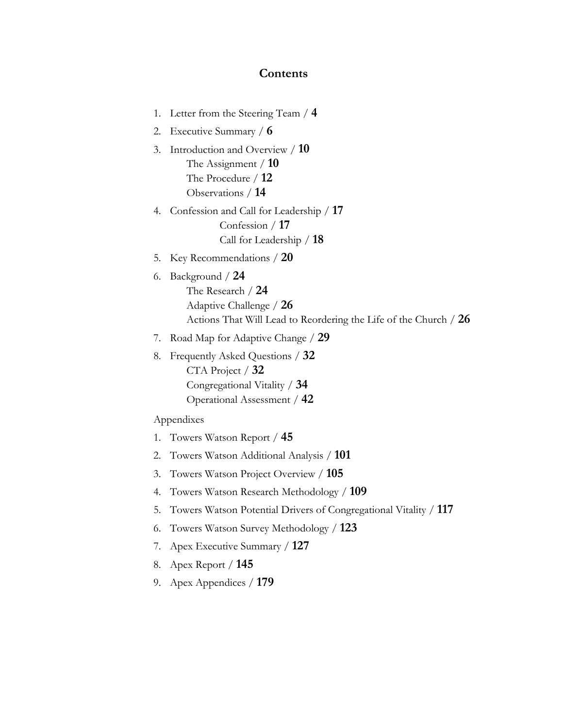# Contents

1. Letter from the Steering Team / **4**
2. Executive Summary / **6**
3. Introduction and Overview / **10**
   - The Assignment / **10**
   - The Procedure / **12**
   - Observations / **14**
4. Confession and Call for Leadership / **17**
   - Confession / **17**
   - Call for Leadership / **18**
5. Key Recommendations / **20**
6. Background / **24**
   - The Research / **24**
   - Adaptive Challenge / **26**
   - Actions That Will Lead to Reordering the Life of the Church / **26**
7. Road Map for Adaptive Change / **29**
8. Frequently Asked Questions / **32**
   - CTA Project / **32**
   - Congregational Vitality / **34**
   - Operational Assessment / **42**

Appendixes

1. Towers Watson Report / **45**
2. Towers Watson Additional Analysis / **101**
3. Towers Watson Project Overview / **105**
4. Towers Watson Research Methodology / **109**
5. Towers Watson Potential Drivers of Congregational Vitality / **117**
6. Towers Watson Survey Methodology / **123**
7. Apex Executive Summary / **127**
8. Apex Report / **145**
9. Apex Appendices / **179**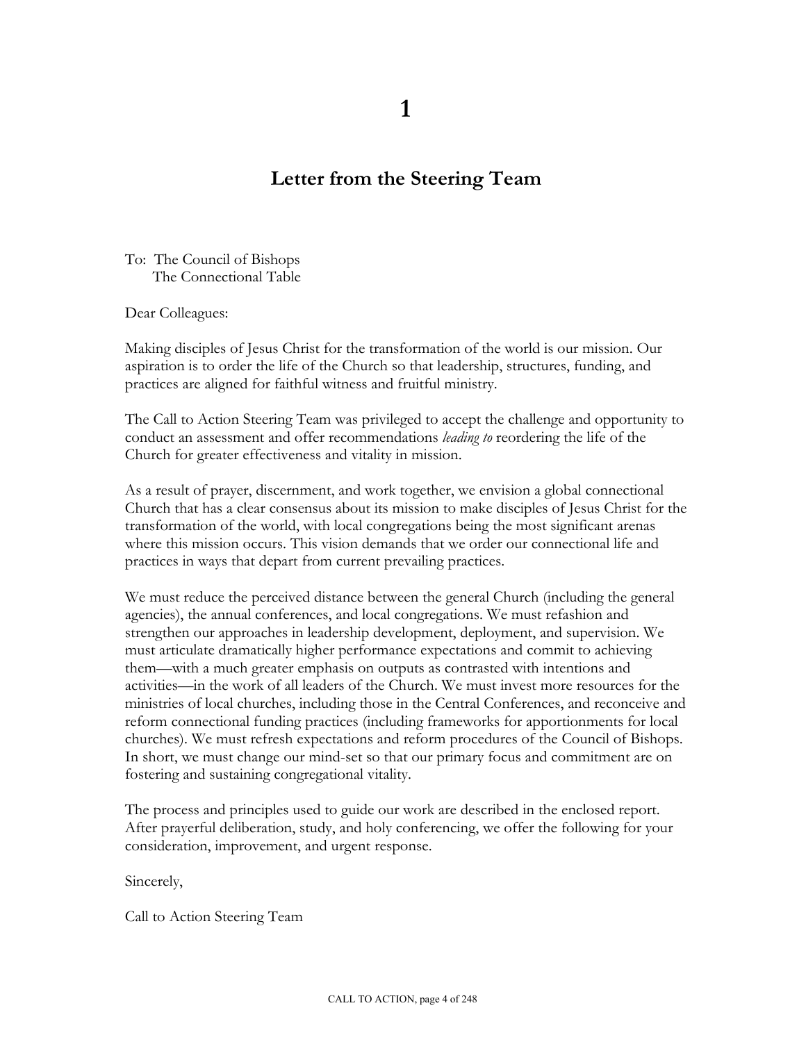# 1

## Letter from the Steering Team

To: The Council of Bishops
The Connectional Table

Dear Colleagues:

Making disciples of Jesus Christ for the transformation of the world is our mission. Our aspiration is to order the life of the Church so that leadership, structures, funding, and practices are aligned for faithful witness and fruitful ministry.

The Call to Action Steering Team was privileged to accept the challenge and opportunity to conduct an assessment and offer recommendations *leading to* reordering the life of the Church for greater effectiveness and vitality in mission.

As a result of prayer, discernment, and work together, we envision a global connectional Church that has a clear consensus about its mission to make disciples of Jesus Christ for the transformation of the world, with local congregations being the most significant arenas where this mission occurs. This vision demands that we order our connectional life and practices in ways that depart from current prevailing practices.

We must reduce the perceived distance between the general Church (including the general agencies), the annual conferences, and local congregations. We must refashion and strengthen our approaches in leadership development, deployment, and supervision. We must articulate dramatically higher performance expectations and commit to achieving them—with a much greater emphasis on outputs as contrasted with intentions and activities—in the work of all leaders of the Church. We must invest more resources for the ministries of local churches, including those in the Central Conferences, and reconceive and reform connectional funding practices (including frameworks for apportionments for local churches). We must refresh expectations and reform procedures of the Council of Bishops. In short, we must change our mind-set so that our primary focus and commitment are on fostering and sustaining congregational vitality.

The process and principles used to guide our work are described in the enclosed report. After prayerful deliberation, study, and holy conferencing, we offer the following for your consideration, improvement, and urgent response.

Sincerely,

Call to Action Steering Team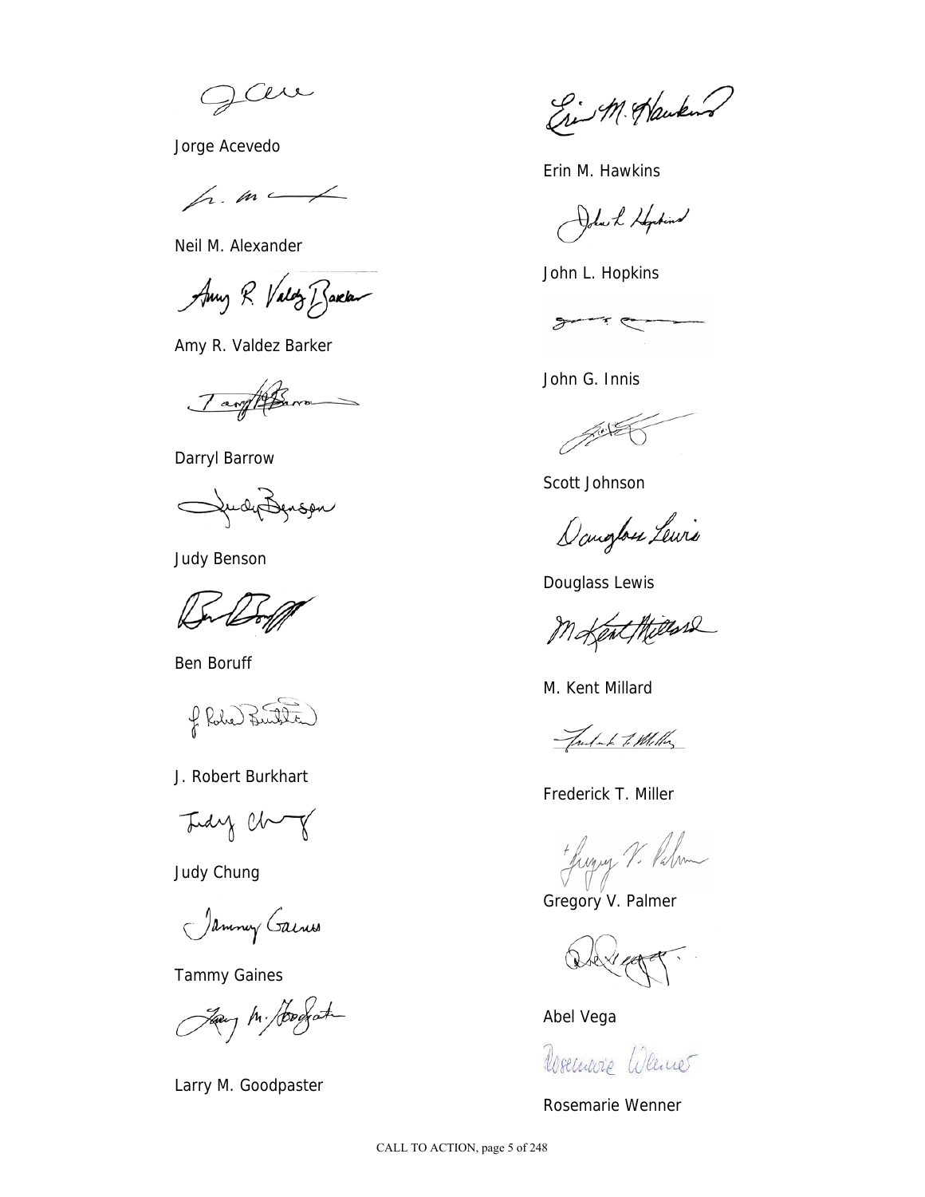Jorge Acevedo

Neil M. Alexander

Amy R. Valdez Barker

Darryl Barrow

Judy Benson

Ben Boruff

J. Robert Burkhart

Judy Chung

Tammy Gaines

Larry M. Goodpaster

Erin M. Hawkins

John L. Hopkins

John G. Innis

Scott Johnson

Douglass Lewis

M. Kent Millard

Frederick T. Miller

Gregory V. Palmer

Abel Vega

Rosemarie Wenner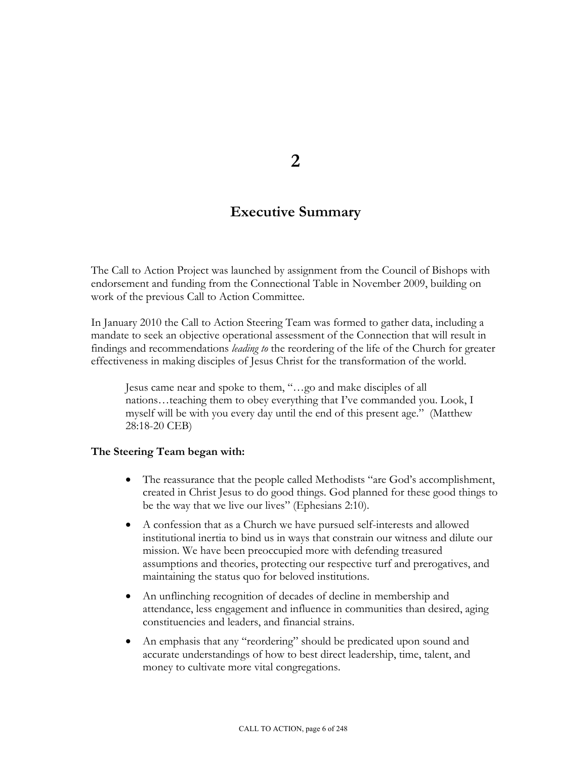# 2

## Executive Summary

The Call to Action Project was launched by assignment from the Council of Bishops with endorsement and funding from the Connectional Table in November 2009, building on work of the previous Call to Action Committee.

In January 2010 the Call to Action Steering Team was formed to gather data, including a mandate to seek an objective operational assessment of the Connection that will result in findings and recommendations *leading to* the reordering of the life of the Church for greater effectiveness in making disciples of Jesus Christ for the transformation of the world.

> Jesus came near and spoke to them, "…go and make disciples of all nations…teaching them to obey everything that I've commanded you. Look, I myself will be with you every day until the end of this present age." (Matthew 28:18-20 CEB)

**The Steering Team began with:**

- The reassurance that the people called Methodists "are God's accomplishment, created in Christ Jesus to do good things. God planned for these good things to be the way that we live our lives" (Ephesians 2:10).
- A confession that as a Church we have pursued self-interests and allowed institutional inertia to bind us in ways that constrain our witness and dilute our mission. We have been preoccupied more with defending treasured assumptions and theories, protecting our respective turf and prerogatives, and maintaining the status quo for beloved institutions.
- An unflinching recognition of decades of decline in membership and attendance, less engagement and influence in communities than desired, aging constituencies and leaders, and financial strains.
- An emphasis that any "reordering" should be predicated upon sound and accurate understandings of how to best direct leadership, time, talent, and money to cultivate more vital congregations.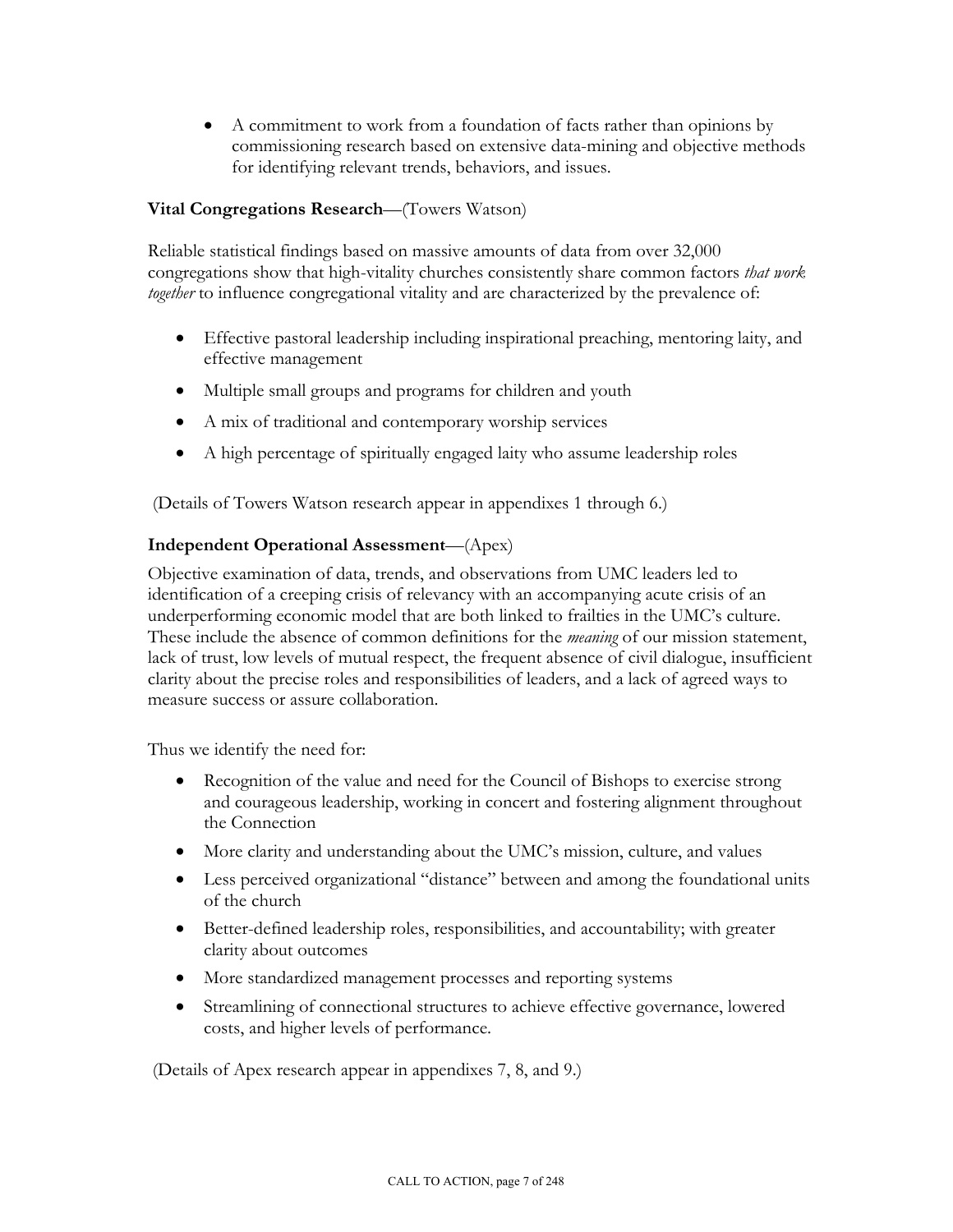- A commitment to work from a foundation of facts rather than opinions by commissioning research based on extensive data-mining and objective methods for identifying relevant trends, behaviors, and issues.

**Vital Congregations Research**—(Towers Watson)

Reliable statistical findings based on massive amounts of data from over 32,000 congregations show that high-vitality churches consistently share common factors *that work together* to influence congregational vitality and are characterized by the prevalence of:

- Effective pastoral leadership including inspirational preaching, mentoring laity, and effective management
- Multiple small groups and programs for children and youth
- A mix of traditional and contemporary worship services
- A high percentage of spiritually engaged laity who assume leadership roles

(Details of Towers Watson research appear in appendixes 1 through 6.)

**Independent Operational Assessment**—(Apex)

Objective examination of data, trends, and observations from UMC leaders led to identification of a creeping crisis of relevancy with an accompanying acute crisis of an underperforming economic model that are both linked to frailties in the UMC's culture. These include the absence of common definitions for the *meaning* of our mission statement, lack of trust, low levels of mutual respect, the frequent absence of civil dialogue, insufficient clarity about the precise roles and responsibilities of leaders, and a lack of agreed ways to measure success or assure collaboration.

Thus we identify the need for:

- Recognition of the value and need for the Council of Bishops to exercise strong and courageous leadership, working in concert and fostering alignment throughout the Connection
- More clarity and understanding about the UMC's mission, culture, and values
- Less perceived organizational "distance" between and among the foundational units of the church
- Better-defined leadership roles, responsibilities, and accountability; with greater clarity about outcomes
- More standardized management processes and reporting systems
- Streamlining of connectional structures to achieve effective governance, lowered costs, and higher levels of performance.

(Details of Apex research appear in appendixes 7, 8, and 9.)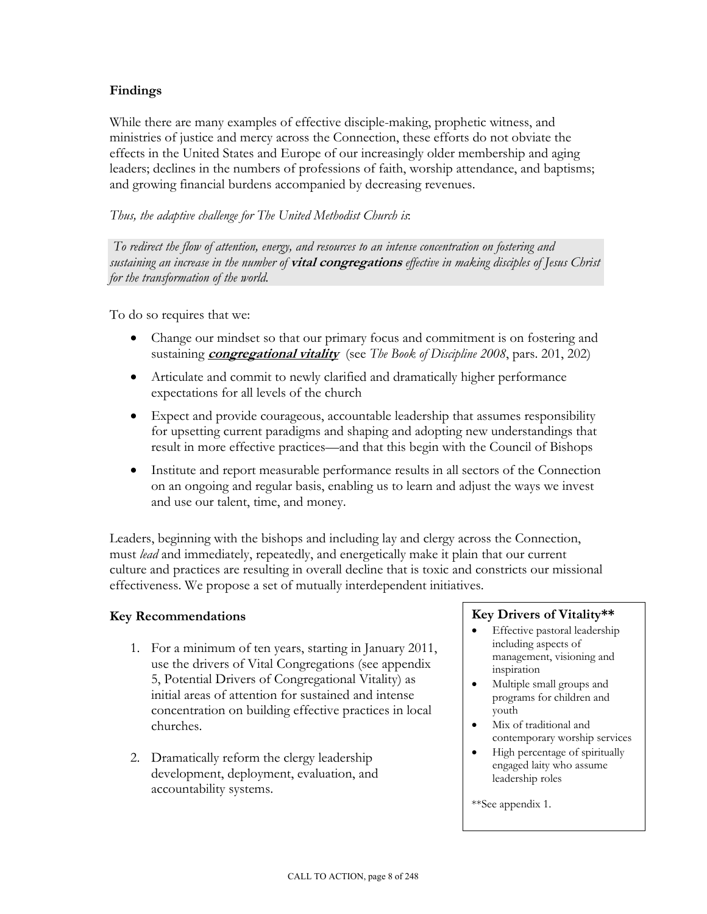## Findings

While there are many examples of effective disciple-making, prophetic witness, and ministries of justice and mercy across the Connection, these efforts do not obviate the effects in the United States and Europe of our increasingly older membership and aging leaders; declines in the numbers of professions of faith, worship attendance, and baptisms; and growing financial burdens accompanied by decreasing revenues.

*Thus, the adaptive challenge for The United Methodist Church is*:

> *To redirect the flow of attention, energy, and resources to an intense concentration on fostering and sustaining an increase in the number of* ***vital congregations*** *effective in making disciples of Jesus Christ for the transformation of the world.*

To do so requires that we:

- Change our mindset so that our primary focus and commitment is on fostering and sustaining ***congregational vitality*** (see *The Book of Discipline 2008*, pars. 201, 202)
- Articulate and commit to newly clarified and dramatically higher performance expectations for all levels of the church
- Expect and provide courageous, accountable leadership that assumes responsibility for upsetting current paradigms and shaping and adopting new understandings that result in more effective practices—and that this begin with the Council of Bishops
- Institute and report measurable performance results in all sectors of the Connection on an ongoing and regular basis, enabling us to learn and adjust the ways we invest and use our talent, time, and money.

Leaders, beginning with the bishops and including lay and clergy across the Connection, must *lead* and immediately, repeatedly, and energetically make it plain that our current culture and practices are resulting in overall decline that is toxic and constricts our missional effectiveness. We propose a set of mutually interdependent initiatives.

## Key Recommendations

1. For a minimum of ten years, starting in January 2011, use the drivers of Vital Congregations (see appendix 5, Potential Drivers of Congregational Vitality) as initial areas of attention for sustained and intense concentration on building effective practices in local churches.
2. Dramatically reform the clergy leadership development, deployment, evaluation, and accountability systems.

**Key Drivers of Vitality****

- Effective pastoral leadership including aspects of management, visioning and inspiration
- Multiple small groups and programs for children and youth
- Mix of traditional and contemporary worship services
- High percentage of spiritually engaged laity who assume leadership roles

**See appendix 1.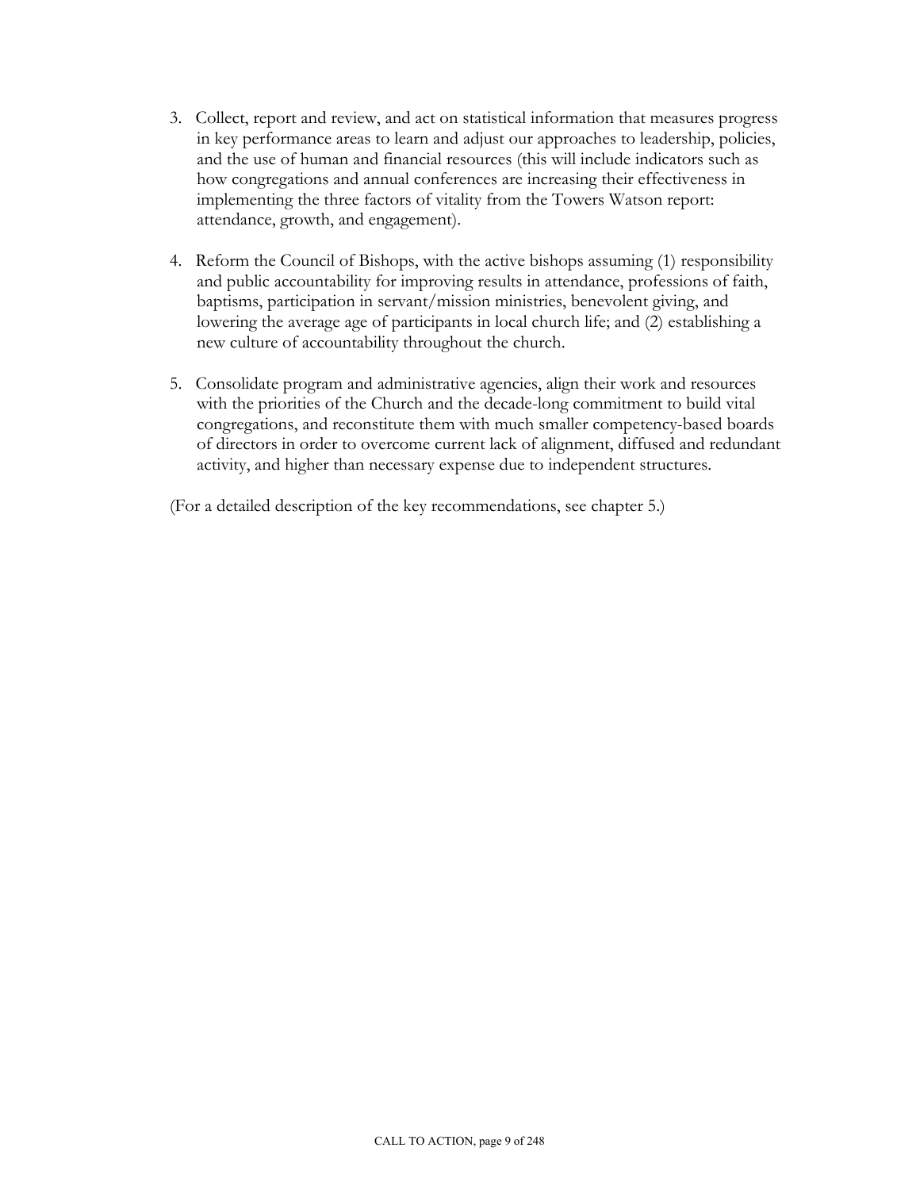3. Collect, report and review, and act on statistical information that measures progress in key performance areas to learn and adjust our approaches to leadership, policies, and the use of human and financial resources (this will include indicators such as how congregations and annual conferences are increasing their effectiveness in implementing the three factors of vitality from the Towers Watson report: attendance, growth, and engagement).

4. Reform the Council of Bishops, with the active bishops assuming (1) responsibility and public accountability for improving results in attendance, professions of faith, baptisms, participation in servant/mission ministries, benevolent giving, and lowering the average age of participants in local church life; and (2) establishing a new culture of accountability throughout the church.

5. Consolidate program and administrative agencies, align their work and resources with the priorities of the Church and the decade-long commitment to build vital congregations, and reconstitute them with much smaller competency-based boards of directors in order to overcome current lack of alignment, diffused and redundant activity, and higher than necessary expense due to independent structures.

(For a detailed description of the key recommendations, see chapter 5.)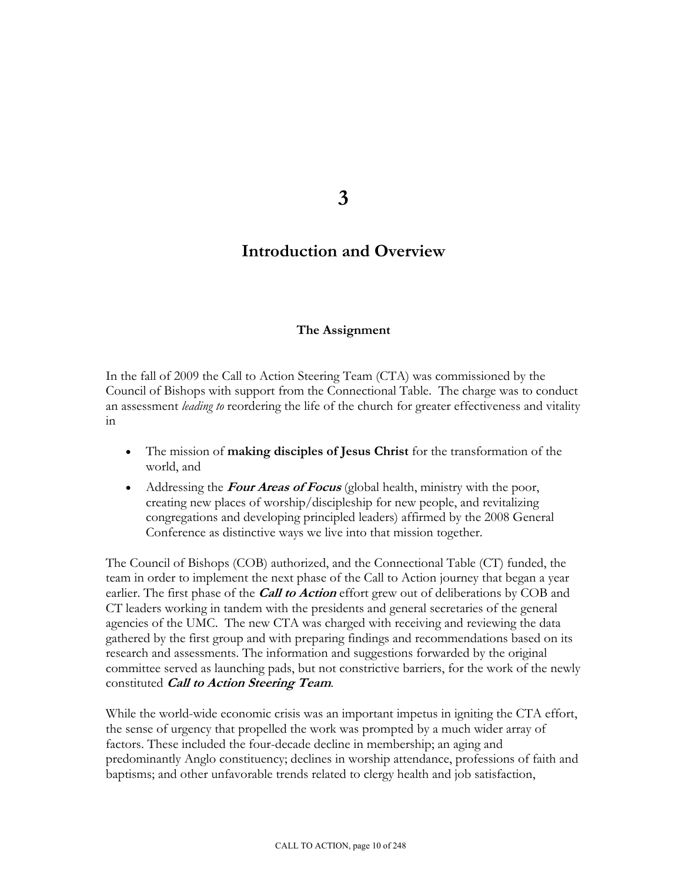# 3

## Introduction and Overview

### The Assignment

In the fall of 2009 the Call to Action Steering Team (CTA) was commissioned by the Council of Bishops with support from the Connectional Table. The charge was to conduct an assessment *leading to* reordering the life of the church for greater effectiveness and vitality in

- The mission of **making disciples of Jesus Christ** for the transformation of the world, and
- Addressing the ***Four Areas of Focus*** (global health, ministry with the poor, creating new places of worship/discipleship for new people, and revitalizing congregations and developing principled leaders) affirmed by the 2008 General Conference as distinctive ways we live into that mission together.

The Council of Bishops (COB) authorized, and the Connectional Table (CT) funded, the team in order to implement the next phase of the Call to Action journey that began a year earlier. The first phase of the ***Call to Action*** effort grew out of deliberations by COB and CT leaders working in tandem with the presidents and general secretaries of the general agencies of the UMC. The new CTA was charged with receiving and reviewing the data gathered by the first group and with preparing findings and recommendations based on its research and assessments. The information and suggestions forwarded by the original committee served as launching pads, but not constrictive barriers, for the work of the newly constituted ***Call to Action Steering Team***.

While the world-wide economic crisis was an important impetus in igniting the CTA effort, the sense of urgency that propelled the work was prompted by a much wider array of factors. These included the four-decade decline in membership; an aging and predominantly Anglo constituency; declines in worship attendance, professions of faith and baptisms; and other unfavorable trends related to clergy health and job satisfaction,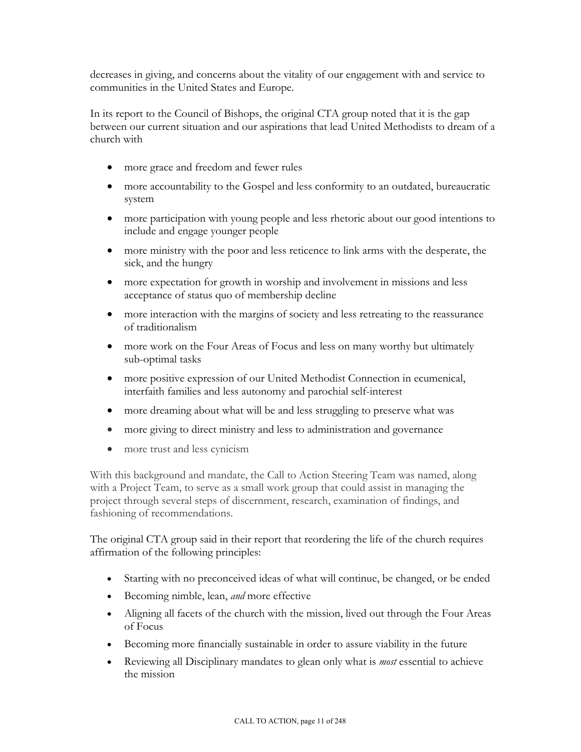decreases in giving, and concerns about the vitality of our engagement with and service to communities in the United States and Europe.

In its report to the Council of Bishops, the original CTA group noted that it is the gap between our current situation and our aspirations that lead United Methodists to dream of a church with

- more grace and freedom and fewer rules
- more accountability to the Gospel and less conformity to an outdated, bureaucratic system
- more participation with young people and less rhetoric about our good intentions to include and engage younger people
- more ministry with the poor and less reticence to link arms with the desperate, the sick, and the hungry
- more expectation for growth in worship and involvement in missions and less acceptance of status quo of membership decline
- more interaction with the margins of society and less retreating to the reassurance of traditionalism
- more work on the Four Areas of Focus and less on many worthy but ultimately sub-optimal tasks
- more positive expression of our United Methodist Connection in ecumenical, interfaith families and less autonomy and parochial self-interest
- more dreaming about what will be and less struggling to preserve what was
- more giving to direct ministry and less to administration and governance
- more trust and less cynicism

With this background and mandate, the Call to Action Steering Team was named, along with a Project Team, to serve as a small work group that could assist in managing the project through several steps of discernment, research, examination of findings, and fashioning of recommendations.

The original CTA group said in their report that reordering the life of the church requires affirmation of the following principles:

- Starting with no preconceived ideas of what will continue, be changed, or be ended
- Becoming nimble, lean, *and* more effective
- Aligning all facets of the church with the mission, lived out through the Four Areas of Focus
- Becoming more financially sustainable in order to assure viability in the future
- Reviewing all Disciplinary mandates to glean only what is *most* essential to achieve the mission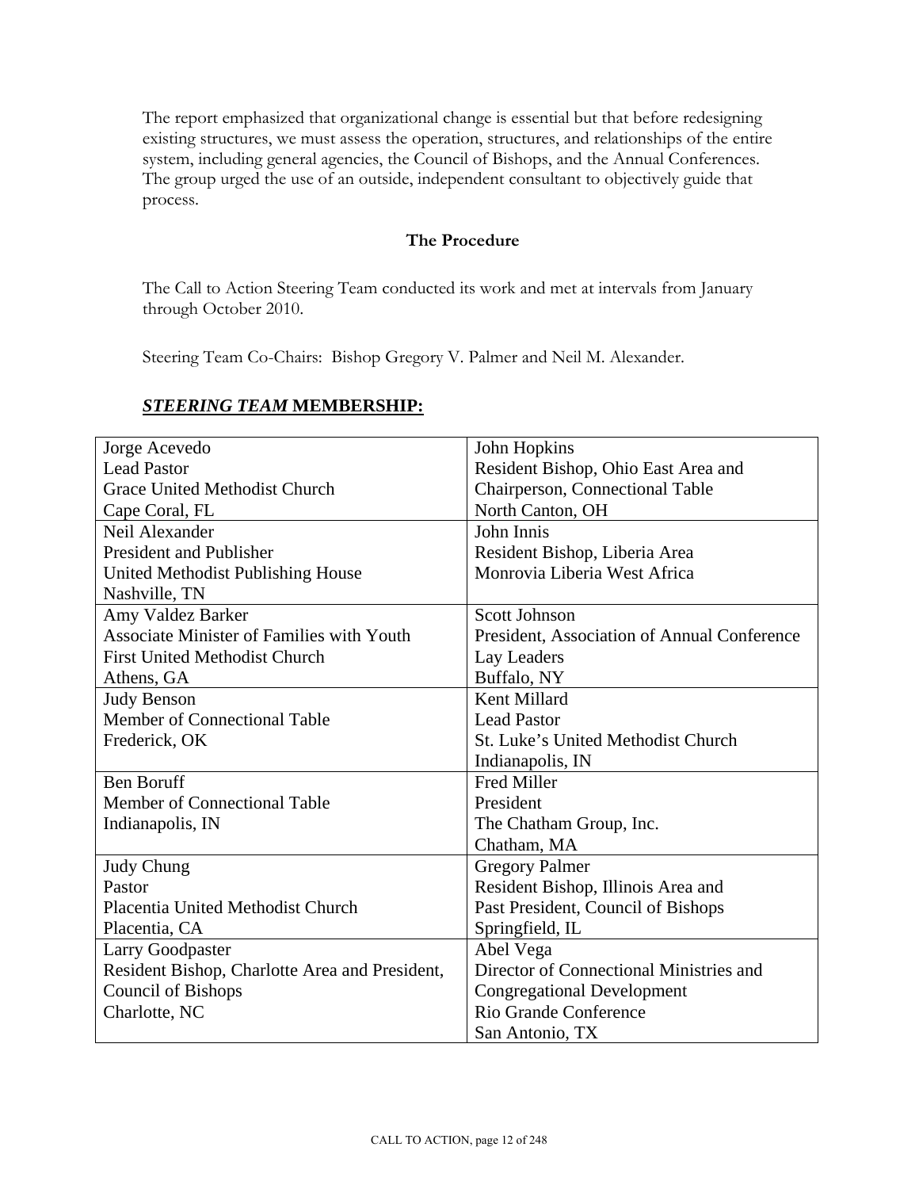The report emphasized that organizational change is essential but that before redesigning existing structures, we must assess the operation, structures, and relationships of the entire system, including general agencies, the Council of Bishops, and the Annual Conferences. The group urged the use of an outside, independent consultant to objectively guide that process.

### The Procedure

The Call to Action Steering Team conducted its work and met at intervals from January through October 2010.

Steering Team Co-Chairs: Bishop Gregory V. Palmer and Neil M. Alexander.

## ***STEERING TEAM*** **MEMBERSHIP:**

| | |
|---|---|
| Jorge Acevedo<br>Lead Pastor<br>Grace United Methodist Church<br>Cape Coral, FL | John Hopkins<br>Resident Bishop, Ohio East Area and<br>Chairperson, Connectional Table<br>North Canton, OH |
| Neil Alexander<br>President and Publisher<br>United Methodist Publishing House<br>Nashville, TN | John Innis<br>Resident Bishop, Liberia Area<br>Monrovia Liberia West Africa |
| Amy Valdez Barker<br>Associate Minister of Families with Youth<br>First United Methodist Church<br>Athens, GA | Scott Johnson<br>President, Association of Annual Conference<br>Lay Leaders<br>Buffalo, NY |
| Judy Benson<br>Member of Connectional Table<br>Frederick, OK | Kent Millard<br>Lead Pastor<br>St. Luke's United Methodist Church<br>Indianapolis, IN |
| Ben Boruff<br>Member of Connectional Table<br>Indianapolis, IN | Fred Miller<br>President<br>The Chatham Group, Inc.<br>Chatham, MA |
| Judy Chung<br>Pastor<br>Placentia United Methodist Church<br>Placentia, CA | Gregory Palmer<br>Resident Bishop, Illinois Area and<br>Past President, Council of Bishops<br>Springfield, IL |
| Larry Goodpaster<br>Resident Bishop, Charlotte Area and President,<br>Council of Bishops<br>Charlotte, NC | Abel Vega<br>Director of Connectional Ministries and<br>Congregational Development<br>Rio Grande Conference<br>San Antonio, TX |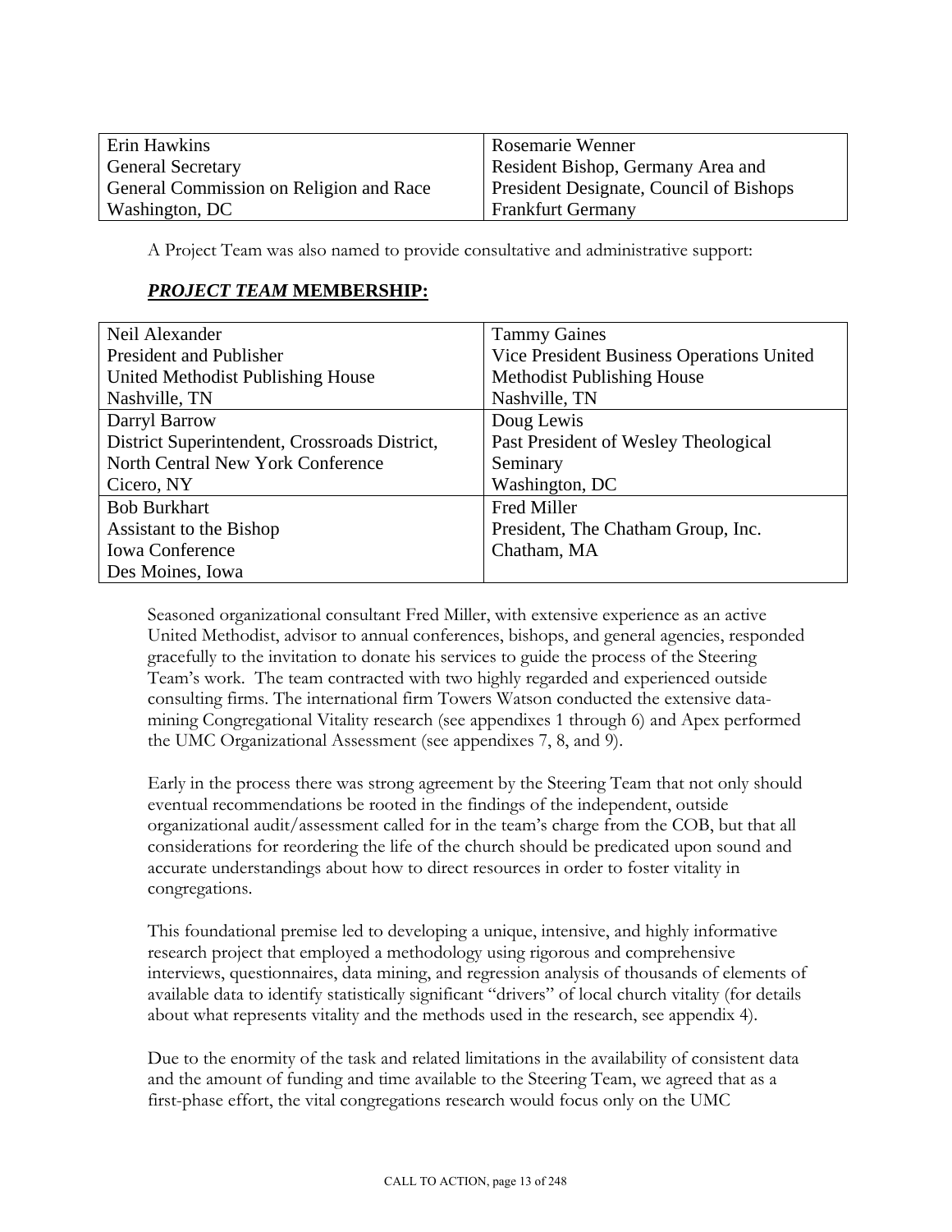| Erin Hawkins<br>General Secretary<br>General Commission on Religion and Race<br>Washington, DC | Rosemarie Wenner<br>Resident Bishop, Germany Area and<br>President Designate, Council of Bishops<br>Frankfurt Germany |
|---|---|

A Project Team was also named to provide consultative and administrative support:

***PROJECT TEAM* MEMBERSHIP:**

| Neil Alexander<br>President and Publisher<br>United Methodist Publishing House<br>Nashville, TN | Tammy Gaines<br>Vice President Business Operations United Methodist Publishing House<br>Nashville, TN |
|---|---|
| Darryl Barrow<br>District Superintendent, Crossroads District, North Central New York Conference<br>Cicero, NY | Doug Lewis<br>Past President of Wesley Theological Seminary<br>Washington, DC |
| Bob Burkhart<br>Assistant to the Bishop<br>Iowa Conference<br>Des Moines, Iowa | Fred Miller<br>President, The Chatham Group, Inc.<br>Chatham, MA |

Seasoned organizational consultant Fred Miller, with extensive experience as an active United Methodist, advisor to annual conferences, bishops, and general agencies, responded gracefully to the invitation to donate his services to guide the process of the Steering Team's work. The team contracted with two highly regarded and experienced outside consulting firms. The international firm Towers Watson conducted the extensive data-mining Congregational Vitality research (see appendixes 1 through 6) and Apex performed the UMC Organizational Assessment (see appendixes 7, 8, and 9).

Early in the process there was strong agreement by the Steering Team that not only should eventual recommendations be rooted in the findings of the independent, outside organizational audit/assessment called for in the team's charge from the COB, but that all considerations for reordering the life of the church should be predicated upon sound and accurate understandings about how to direct resources in order to foster vitality in congregations.

This foundational premise led to developing a unique, intensive, and highly informative research project that employed a methodology using rigorous and comprehensive interviews, questionnaires, data mining, and regression analysis of thousands of elements of available data to identify statistically significant "drivers" of local church vitality (for details about what represents vitality and the methods used in the research, see appendix 4).

Due to the enormity of the task and related limitations in the availability of consistent data and the amount of funding and time available to the Steering Team, we agreed that as a first-phase effort, the vital congregations research would focus only on the UMC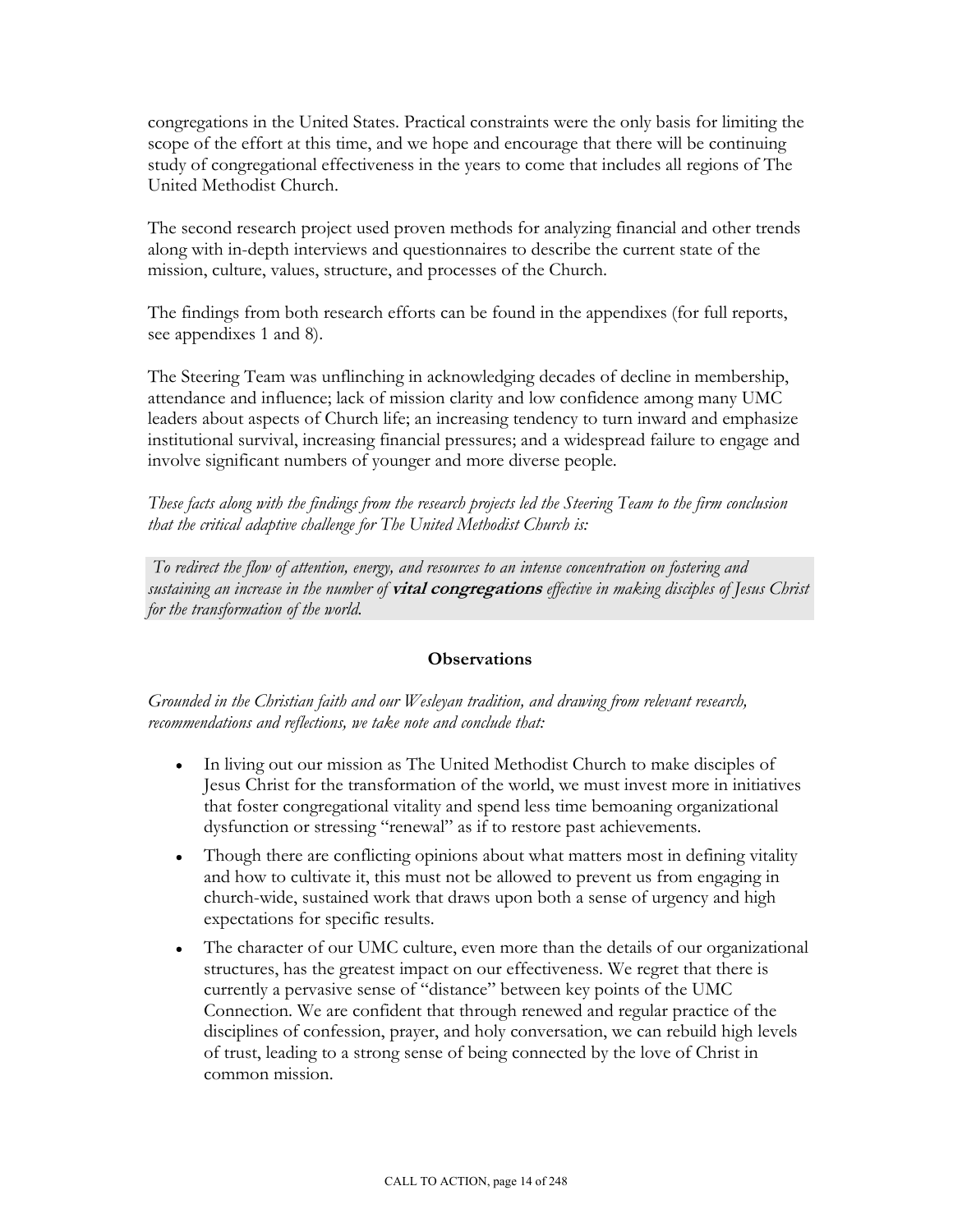congregations in the United States. Practical constraints were the only basis for limiting the scope of the effort at this time, and we hope and encourage that there will be continuing study of congregational effectiveness in the years to come that includes all regions of The United Methodist Church.

The second research project used proven methods for analyzing financial and other trends along with in-depth interviews and questionnaires to describe the current state of the mission, culture, values, structure, and processes of the Church.

The findings from both research efforts can be found in the appendixes (for full reports, see appendixes 1 and 8).

The Steering Team was unflinching in acknowledging decades of decline in membership, attendance and influence; lack of mission clarity and low confidence among many UMC leaders about aspects of Church life; an increasing tendency to turn inward and emphasize institutional survival, increasing financial pressures; and a widespread failure to engage and involve significant numbers of younger and more diverse people.

*These facts along with the findings from the research projects led the Steering Team to the firm conclusion that the critical adaptive challenge for The United Methodist Church is:*

*To redirect the flow of attention, energy, and resources to an intense concentration on fostering and sustaining an increase in the number of* ***vital congregations*** *effective in making disciples of Jesus Christ for the transformation of the world.*

## Observations

*Grounded in the Christian faith and our Wesleyan tradition, and drawing from relevant research, recommendations and reflections, we take note and conclude that:*

- In living out our mission as The United Methodist Church to make disciples of Jesus Christ for the transformation of the world, we must invest more in initiatives that foster congregational vitality and spend less time bemoaning organizational dysfunction or stressing "renewal" as if to restore past achievements.
- Though there are conflicting opinions about what matters most in defining vitality and how to cultivate it, this must not be allowed to prevent us from engaging in church-wide, sustained work that draws upon both a sense of urgency and high expectations for specific results.
- The character of our UMC culture, even more than the details of our organizational structures, has the greatest impact on our effectiveness. We regret that there is currently a pervasive sense of "distance" between key points of the UMC Connection. We are confident that through renewed and regular practice of the disciplines of confession, prayer, and holy conversation, we can rebuild high levels of trust, leading to a strong sense of being connected by the love of Christ in common mission.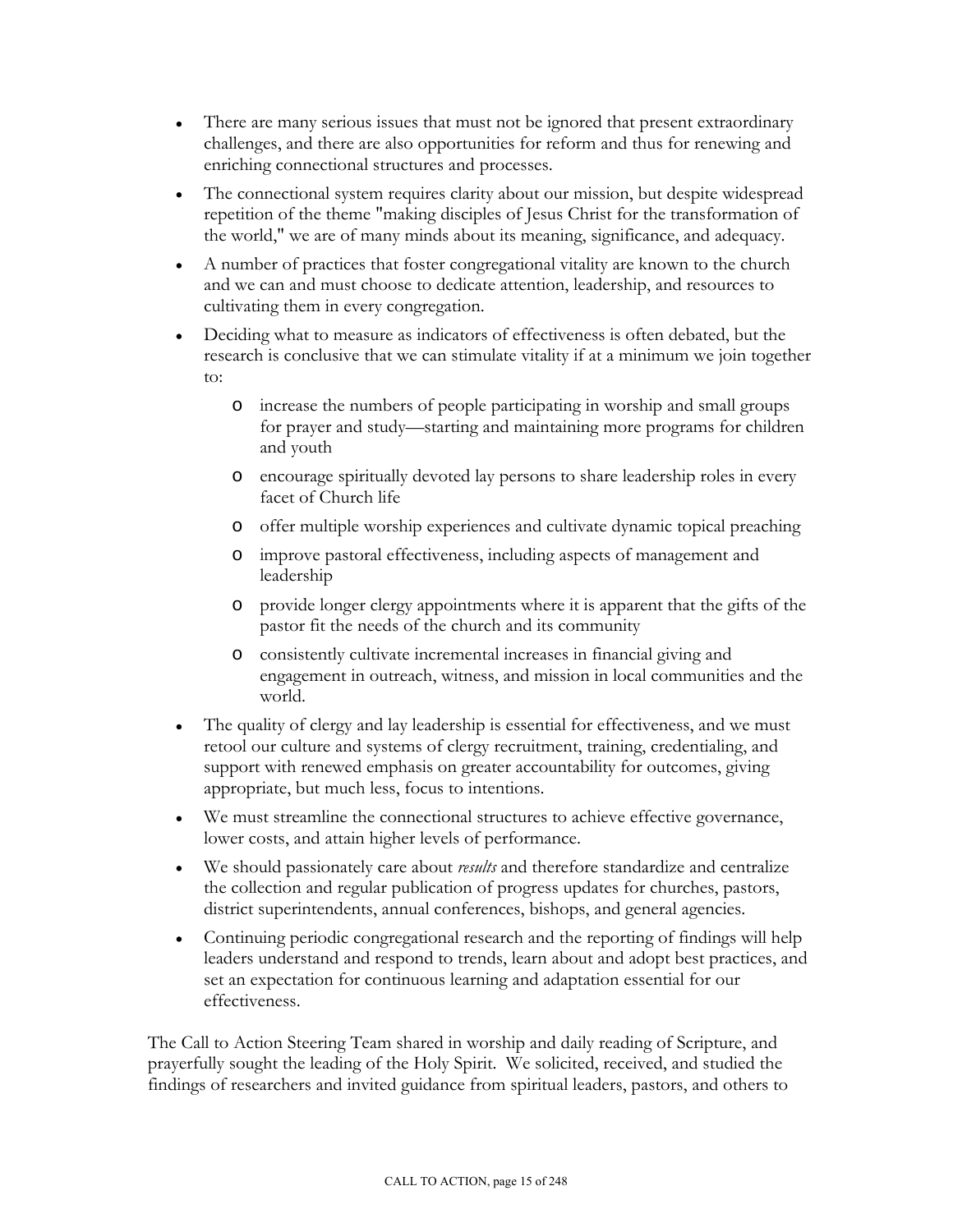- There are many serious issues that must not be ignored that present extraordinary challenges, and there are also opportunities for reform and thus for renewing and enriching connectional structures and processes.
- The connectional system requires clarity about our mission, but despite widespread repetition of the theme "making disciples of Jesus Christ for the transformation of the world," we are of many minds about its meaning, significance, and adequacy.
- A number of practices that foster congregational vitality are known to the church and we can and must choose to dedicate attention, leadership, and resources to cultivating them in every congregation.
- Deciding what to measure as indicators of effectiveness is often debated, but the research is conclusive that we can stimulate vitality if at a minimum we join together to:
  - increase the numbers of people participating in worship and small groups for prayer and study—starting and maintaining more programs for children and youth
  - encourage spiritually devoted lay persons to share leadership roles in every facet of Church life
  - offer multiple worship experiences and cultivate dynamic topical preaching
  - improve pastoral effectiveness, including aspects of management and leadership
  - provide longer clergy appointments where it is apparent that the gifts of the pastor fit the needs of the church and its community
  - consistently cultivate incremental increases in financial giving and engagement in outreach, witness, and mission in local communities and the world.
- The quality of clergy and lay leadership is essential for effectiveness, and we must retool our culture and systems of clergy recruitment, training, credentialing, and support with renewed emphasis on greater accountability for outcomes, giving appropriate, but much less, focus to intentions.
- We must streamline the connectional structures to achieve effective governance, lower costs, and attain higher levels of performance.
- We should passionately care about *results* and therefore standardize and centralize the collection and regular publication of progress updates for churches, pastors, district superintendents, annual conferences, bishops, and general agencies.
- Continuing periodic congregational research and the reporting of findings will help leaders understand and respond to trends, learn about and adopt best practices, and set an expectation for continuous learning and adaptation essential for our effectiveness.

The Call to Action Steering Team shared in worship and daily reading of Scripture, and prayerfully sought the leading of the Holy Spirit. We solicited, received, and studied the findings of researchers and invited guidance from spiritual leaders, pastors, and others to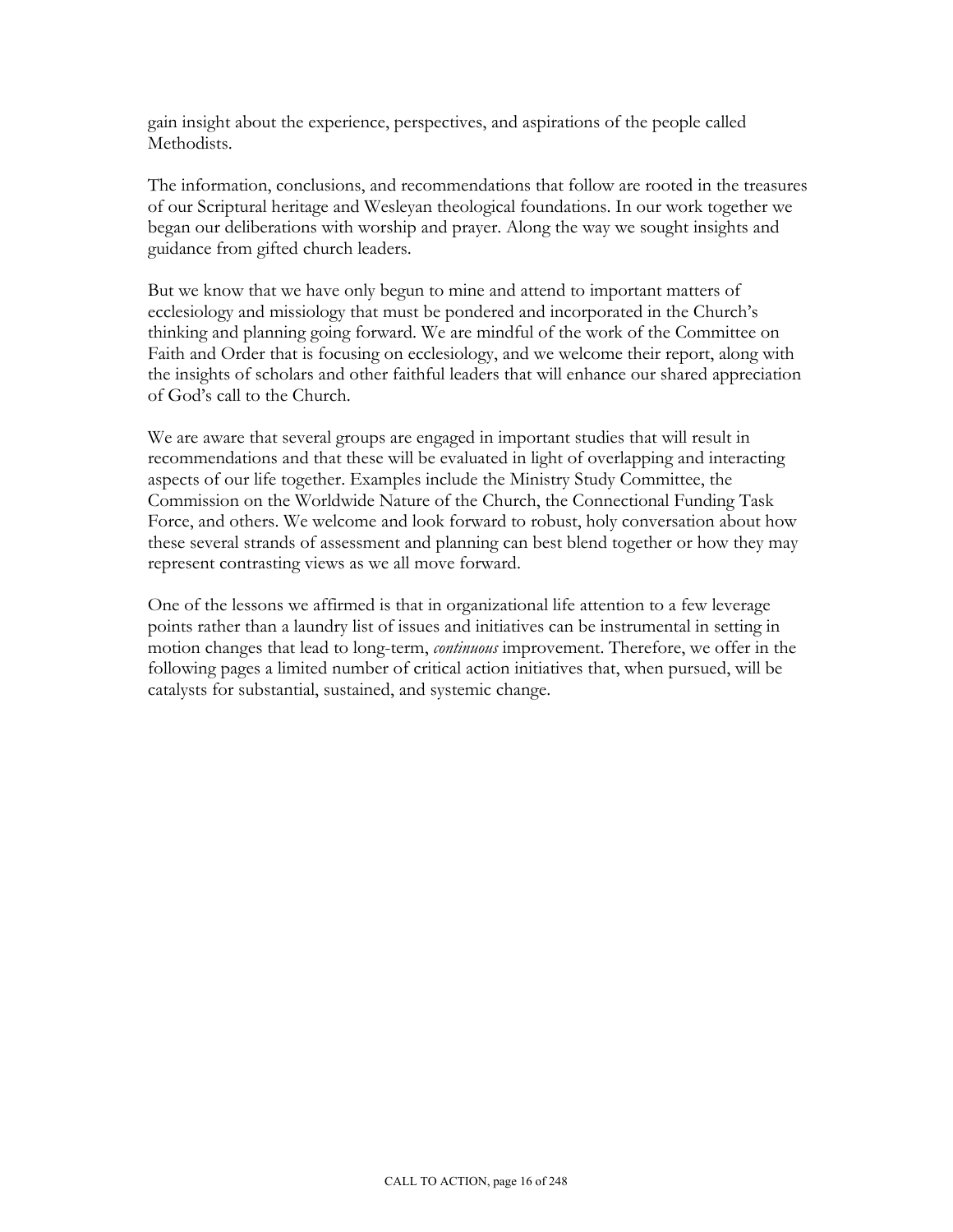gain insight about the experience, perspectives, and aspirations of the people called Methodists.

The information, conclusions, and recommendations that follow are rooted in the treasures of our Scriptural heritage and Wesleyan theological foundations. In our work together we began our deliberations with worship and prayer. Along the way we sought insights and guidance from gifted church leaders.

But we know that we have only begun to mine and attend to important matters of ecclesiology and missiology that must be pondered and incorporated in the Church's thinking and planning going forward. We are mindful of the work of the Committee on Faith and Order that is focusing on ecclesiology, and we welcome their report, along with the insights of scholars and other faithful leaders that will enhance our shared appreciation of God's call to the Church.

We are aware that several groups are engaged in important studies that will result in recommendations and that these will be evaluated in light of overlapping and interacting aspects of our life together. Examples include the Ministry Study Committee, the Commission on the Worldwide Nature of the Church, the Connectional Funding Task Force, and others. We welcome and look forward to robust, holy conversation about how these several strands of assessment and planning can best blend together or how they may represent contrasting views as we all move forward.

One of the lessons we affirmed is that in organizational life attention to a few leverage points rather than a laundry list of issues and initiatives can be instrumental in setting in motion changes that lead to long-term, *continuous* improvement. Therefore, we offer in the following pages a limited number of critical action initiatives that, when pursued, will be catalysts for substantial, sustained, and systemic change.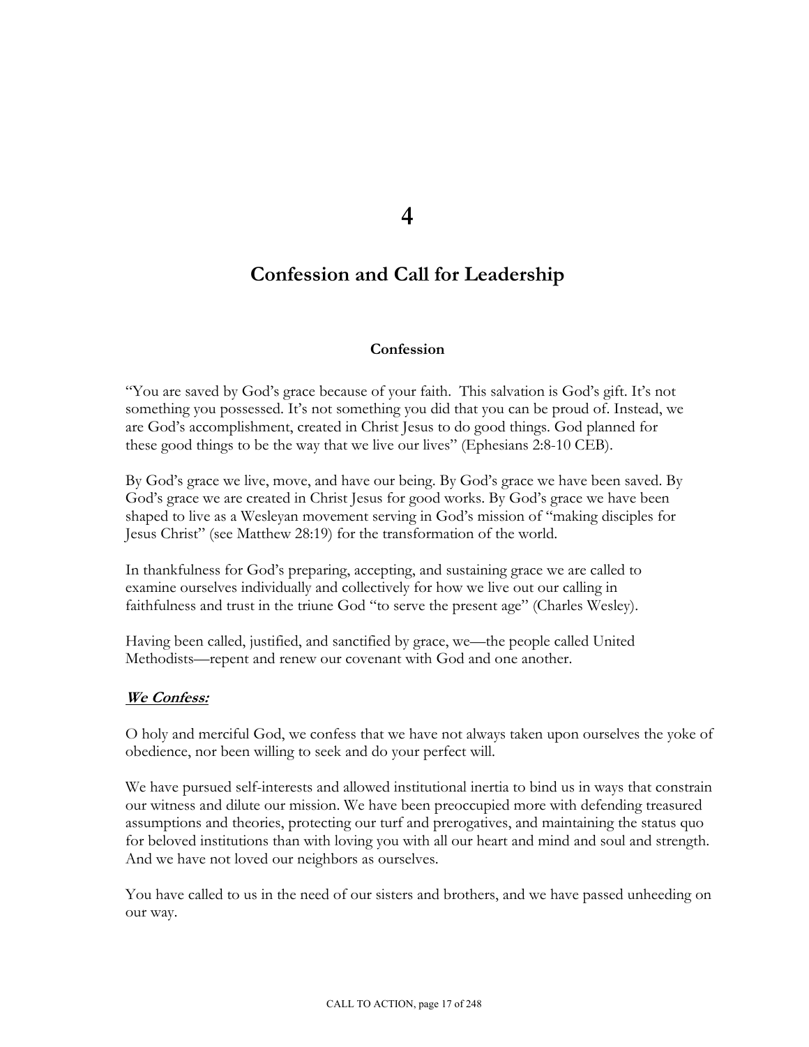# 4

# Confession and Call for Leadership

### Confession

"You are saved by God's grace because of your faith. This salvation is God's gift. It's not something you possessed. It's not something you did that you can be proud of. Instead, we are God's accomplishment, created in Christ Jesus to do good things. God planned for these good things to be the way that we live our lives" (Ephesians 2:8-10 CEB).

By God's grace we live, move, and have our being. By God's grace we have been saved. By God's grace we are created in Christ Jesus for good works. By God's grace we have been shaped to live as a Wesleyan movement serving in God's mission of "making disciples for Jesus Christ" (see Matthew 28:19) for the transformation of the world.

In thankfulness for God's preparing, accepting, and sustaining grace we are called to examine ourselves individually and collectively for how we live out our calling in faithfulness and trust in the triune God "to serve the present age" (Charles Wesley).

Having been called, justified, and sanctified by grace, we—the people called United Methodists—repent and renew our covenant with God and one another.

***<u>We Confess:</u>***

O holy and merciful God, we confess that we have not always taken upon ourselves the yoke of obedience, nor been willing to seek and do your perfect will.

We have pursued self-interests and allowed institutional inertia to bind us in ways that constrain our witness and dilute our mission. We have been preoccupied more with defending treasured assumptions and theories, protecting our turf and prerogatives, and maintaining the status quo for beloved institutions than with loving you with all our heart and mind and soul and strength. And we have not loved our neighbors as ourselves.

You have called to us in the need of our sisters and brothers, and we have passed unheeding on our way.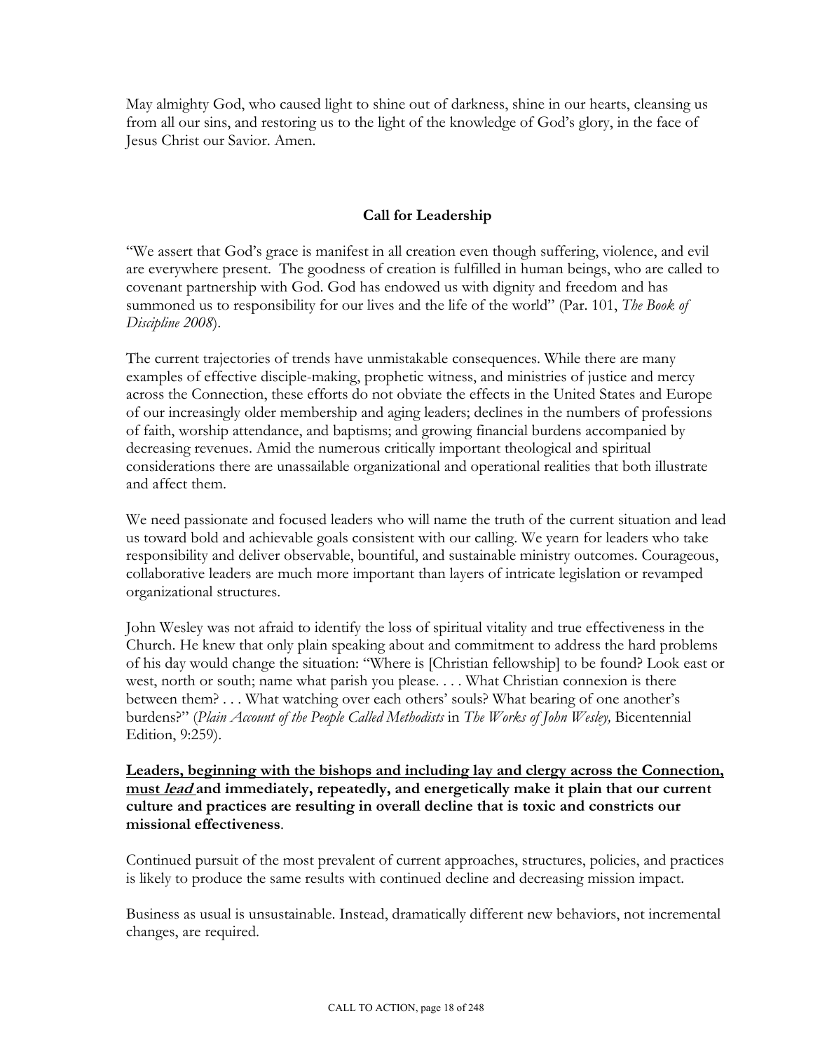May almighty God, who caused light to shine out of darkness, shine in our hearts, cleansing us from all our sins, and restoring us to the light of the knowledge of God's glory, in the face of Jesus Christ our Savior. Amen.

## Call for Leadership

"We assert that God's grace is manifest in all creation even though suffering, violence, and evil are everywhere present. The goodness of creation is fulfilled in human beings, who are called to covenant partnership with God. God has endowed us with dignity and freedom and has summoned us to responsibility for our lives and the life of the world" (Par. 101, *The Book of Discipline 2008*).

The current trajectories of trends have unmistakable consequences. While there are many examples of effective disciple-making, prophetic witness, and ministries of justice and mercy across the Connection, these efforts do not obviate the effects in the United States and Europe of our increasingly older membership and aging leaders; declines in the numbers of professions of faith, worship attendance, and baptisms; and growing financial burdens accompanied by decreasing revenues. Amid the numerous critically important theological and spiritual considerations there are unassailable organizational and operational realities that both illustrate and affect them.

We need passionate and focused leaders who will name the truth of the current situation and lead us toward bold and achievable goals consistent with our calling. We yearn for leaders who take responsibility and deliver observable, bountiful, and sustainable ministry outcomes. Courageous, collaborative leaders are much more important than layers of intricate legislation or revamped organizational structures.

John Wesley was not afraid to identify the loss of spiritual vitality and true effectiveness in the Church. He knew that only plain speaking about and commitment to address the hard problems of his day would change the situation: "Where is [Christian fellowship] to be found? Look east or west, north or south; name what parish you please. . . . What Christian connexion is there between them? . . . What watching over each others' souls? What bearing of one another's burdens?" (*Plain Account of the People Called Methodists* in *The Works of John Wesley,* Bicentennial Edition, 9:259).

<u>**Leaders, beginning with the bishops and including lay and clergy across the Connection, must *lead***</u> **and immediately, repeatedly, and energetically make it plain that our current culture and practices are resulting in overall decline that is toxic and constricts our missional effectiveness**.

Continued pursuit of the most prevalent of current approaches, structures, policies, and practices is likely to produce the same results with continued decline and decreasing mission impact.

Business as usual is unsustainable. Instead, dramatically different new behaviors, not incremental changes, are required.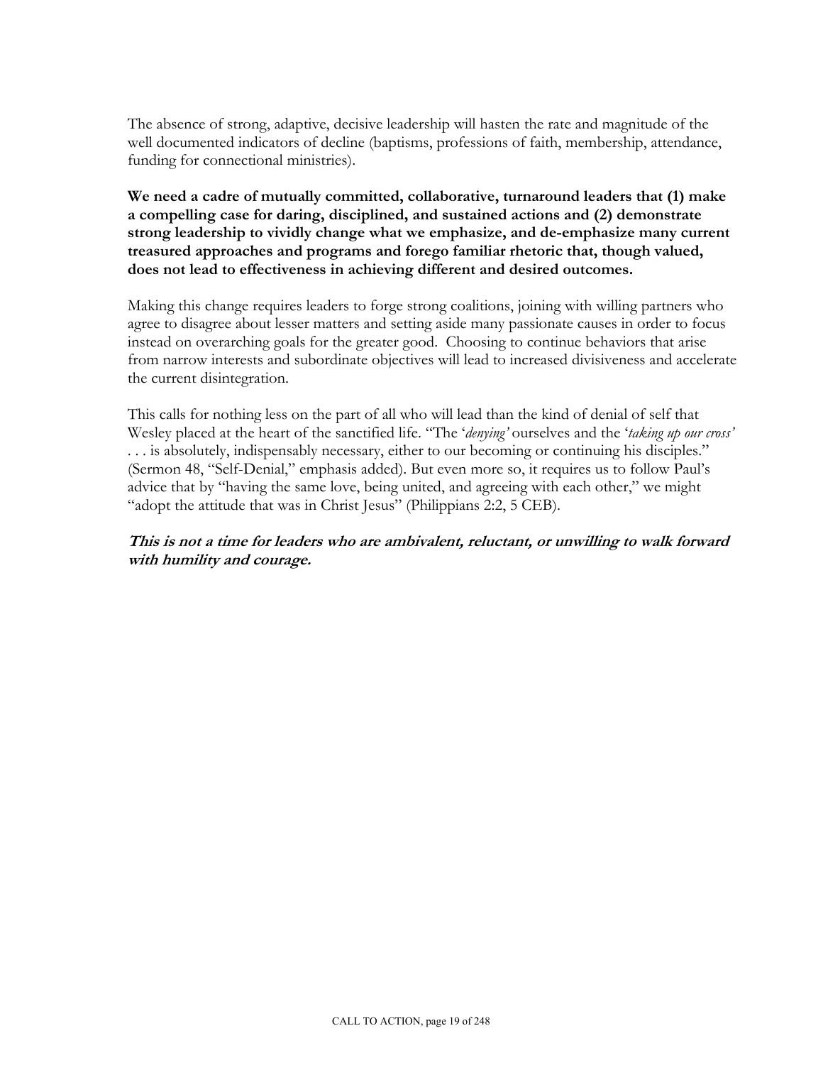The absence of strong, adaptive, decisive leadership will hasten the rate and magnitude of the well documented indicators of decline (baptisms, professions of faith, membership, attendance, funding for connectional ministries).

**We need a cadre of mutually committed, collaborative, turnaround leaders that (1) make a compelling case for daring, disciplined, and sustained actions and (2) demonstrate strong leadership to vividly change what we emphasize, and de-emphasize many current treasured approaches and programs and forego familiar rhetoric that, though valued, does not lead to effectiveness in achieving different and desired outcomes.**

Making this change requires leaders to forge strong coalitions, joining with willing partners who agree to disagree about lesser matters and setting aside many passionate causes in order to focus instead on overarching goals for the greater good. Choosing to continue behaviors that arise from narrow interests and subordinate objectives will lead to increased divisiveness and accelerate the current disintegration.

This calls for nothing less on the part of all who will lead than the kind of denial of self that Wesley placed at the heart of the sanctified life. "The '*denying'* ourselves and the '*taking up our cross'* . . . is absolutely, indispensably necessary, either to our becoming or continuing his disciples." (Sermon 48, "Self-Denial," emphasis added). But even more so, it requires us to follow Paul's advice that by "having the same love, being united, and agreeing with each other," we might "adopt the attitude that was in Christ Jesus" (Philippians 2:2, 5 CEB).

***This is not a time for leaders who are ambivalent, reluctant, or unwilling to walk forward with humility and courage.***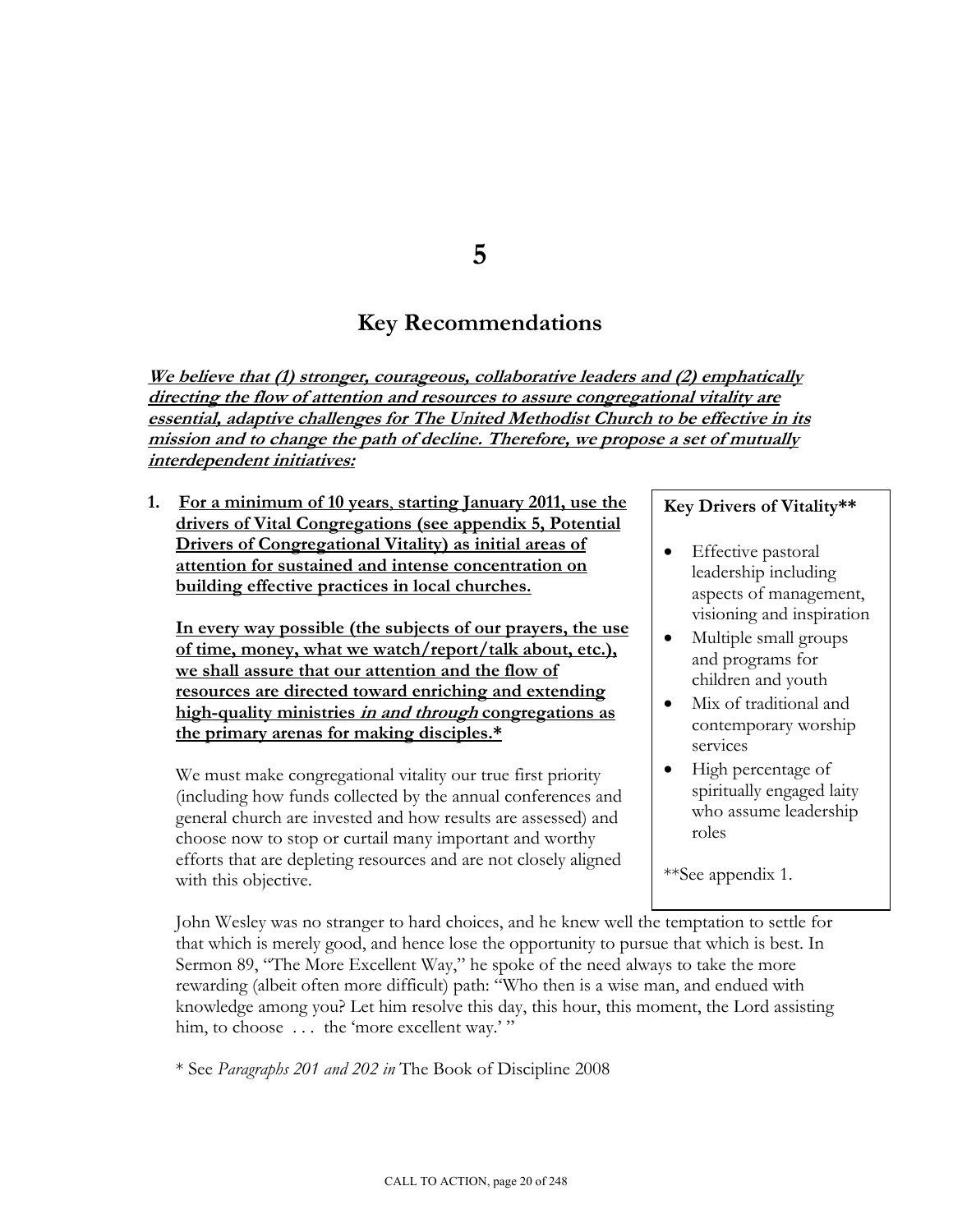# 5

## Key Recommendations

***We believe that (1) stronger, courageous, collaborative leaders and (2) emphatically directing the flow of attention and resources to assure congregational vitality are essential, adaptive challenges for The United Methodist Church to be effective in its mission and to change the path of decline. Therefore, we propose a set of mutually interdependent initiatives:***

1. **For a minimum of 10 years, starting January 2011, use the drivers of Vital Congregations (see appendix 5, Potential Drivers of Congregational Vitality) as initial areas of attention for sustained and intense concentration on building effective practices in local churches.**

   **In every way possible (the subjects of our prayers, the use of time, money, what we watch/report/talk about, etc.), we shall assure that our attention and the flow of resources are directed toward enriching and extending high-quality ministries *in and through* congregations as the primary arenas for making disciples.***

   We must make congregational vitality our true first priority (including how funds collected by the annual conferences and general church are invested and how results are assessed) and choose now to stop or curtail many important and worthy efforts that are depleting resources and are not closely aligned with this objective.

   John Wesley was no stranger to hard choices, and he knew well the temptation to settle for that which is merely good, and hence lose the opportunity to pursue that which is best. In Sermon 89, "The More Excellent Way," he spoke of the need always to take the more rewarding (albeit often more difficult) path: "Who then is a wise man, and endued with knowledge among you? Let him resolve this day, this hour, this moment, the Lord assisting him, to choose . . . the 'more excellent way.' "

**Key Drivers of Vitality****

- Effective pastoral leadership including aspects of management, visioning and inspiration
- Multiple small groups and programs for children and youth
- Mix of traditional and contemporary worship services
- High percentage of spiritually engaged laity who assume leadership roles

**See appendix 1.

* See *Paragraphs 201 and 202 in* The Book of Discipline 2008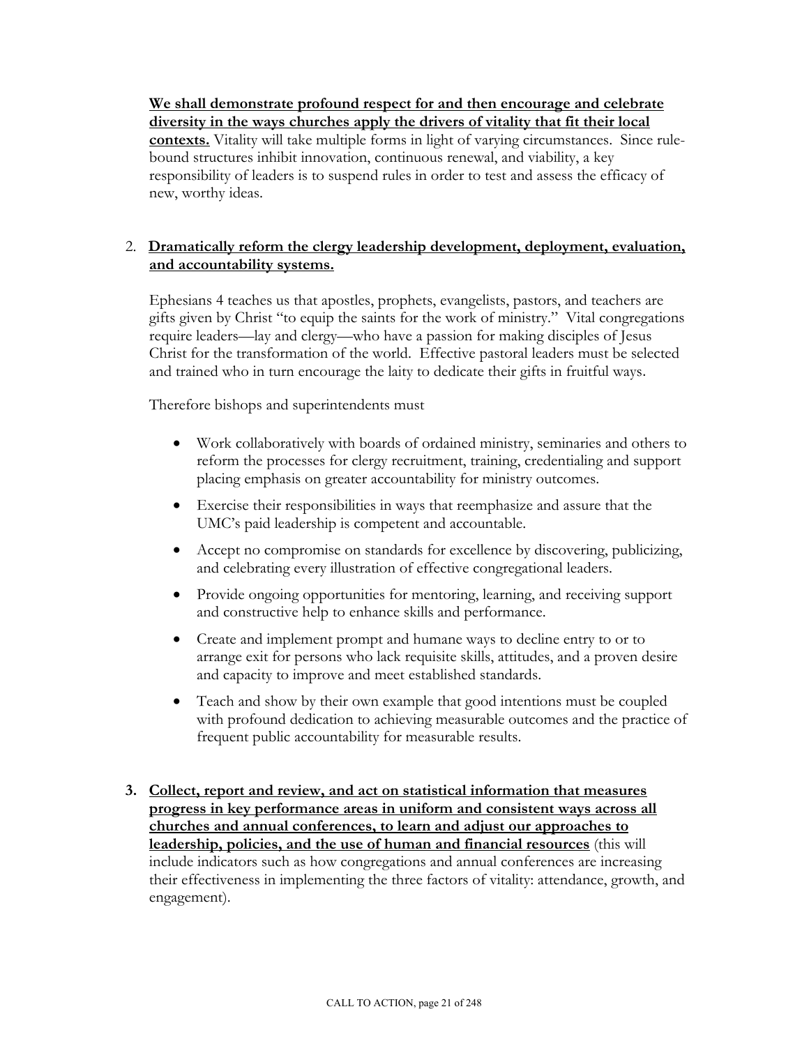**We shall demonstrate profound respect for and then encourage and celebrate diversity in the ways churches apply the drivers of vitality that fit their local contexts.** Vitality will take multiple forms in light of varying circumstances. Since rule-bound structures inhibit innovation, continuous renewal, and viability, a key responsibility of leaders is to suspend rules in order to test and assess the efficacy of new, worthy ideas.

2. **Dramatically reform the clergy leadership development, deployment, evaluation, and accountability systems.**

Ephesians 4 teaches us that apostles, prophets, evangelists, pastors, and teachers are gifts given by Christ "to equip the saints for the work of ministry." Vital congregations require leaders—lay and clergy—who have a passion for making disciples of Jesus Christ for the transformation of the world. Effective pastoral leaders must be selected and trained who in turn encourage the laity to dedicate their gifts in fruitful ways.

Therefore bishops and superintendents must

- Work collaboratively with boards of ordained ministry, seminaries and others to reform the processes for clergy recruitment, training, credentialing and support placing emphasis on greater accountability for ministry outcomes.
- Exercise their responsibilities in ways that reemphasize and assure that the UMC's paid leadership is competent and accountable.
- Accept no compromise on standards for excellence by discovering, publicizing, and celebrating every illustration of effective congregational leaders.
- Provide ongoing opportunities for mentoring, learning, and receiving support and constructive help to enhance skills and performance.
- Create and implement prompt and humane ways to decline entry to or to arrange exit for persons who lack requisite skills, attitudes, and a proven desire and capacity to improve and meet established standards.
- Teach and show by their own example that good intentions must be coupled with profound dedication to achieving measurable outcomes and the practice of frequent public accountability for measurable results.

3. **Collect, report and review, and act on statistical information that measures progress in key performance areas in uniform and consistent ways across all churches and annual conferences, to learn and adjust our approaches to leadership, policies, and the use of human and financial resources** (this will include indicators such as how congregations and annual conferences are increasing their effectiveness in implementing the three factors of vitality: attendance, growth, and engagement).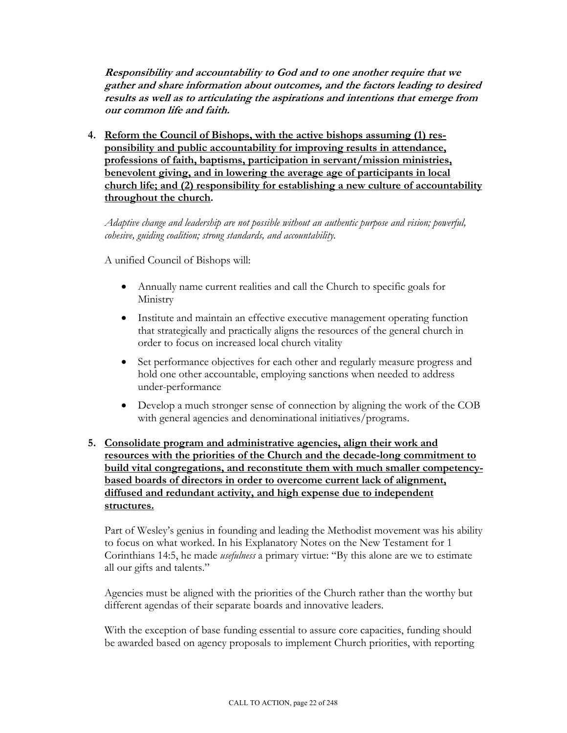***Responsibility and accountability to God and to one another require that we gather and share information about outcomes, and the factors leading to desired results as well as to articulating the aspirations and intentions that emerge from our common life and faith.***

4. **<u>Reform the Council of Bishops, with the active bishops assuming (1) responsibility and public accountability for improving results in attendance, professions of faith, baptisms, participation in servant/mission ministries, benevolent giving, and in lowering the average age of participants in local church life; and (2) responsibility for establishing a new culture of accountability throughout the church</u>.**

   *Adaptive change and leadership are not possible without an authentic purpose and vision; powerful, cohesive, guiding coalition; strong standards, and accountability.*

   A unified Council of Bishops will:

   - Annually name current realities and call the Church to specific goals for Ministry
   - Institute and maintain an effective executive management operating function that strategically and practically aligns the resources of the general church in order to focus on increased local church vitality
   - Set performance objectives for each other and regularly measure progress and hold one other accountable, employing sanctions when needed to address under-performance
   - Develop a much stronger sense of connection by aligning the work of the COB with general agencies and denominational initiatives/programs.

5. **<u>Consolidate program and administrative agencies, align their work and resources with the priorities of the Church and the decade-long commitment to build vital congregations, and reconstitute them with much smaller competency-based boards of directors in order to overcome current lack of alignment, diffused and redundant activity, and high expense due to independent structures.</u>**

   Part of Wesley's genius in founding and leading the Methodist movement was his ability to focus on what worked. In his Explanatory Notes on the New Testament for 1 Corinthians 14:5, he made *usefulness* a primary virtue: "By this alone are we to estimate all our gifts and talents."

   Agencies must be aligned with the priorities of the Church rather than the worthy but different agendas of their separate boards and innovative leaders.

   With the exception of base funding essential to assure core capacities, funding should be awarded based on agency proposals to implement Church priorities, with reporting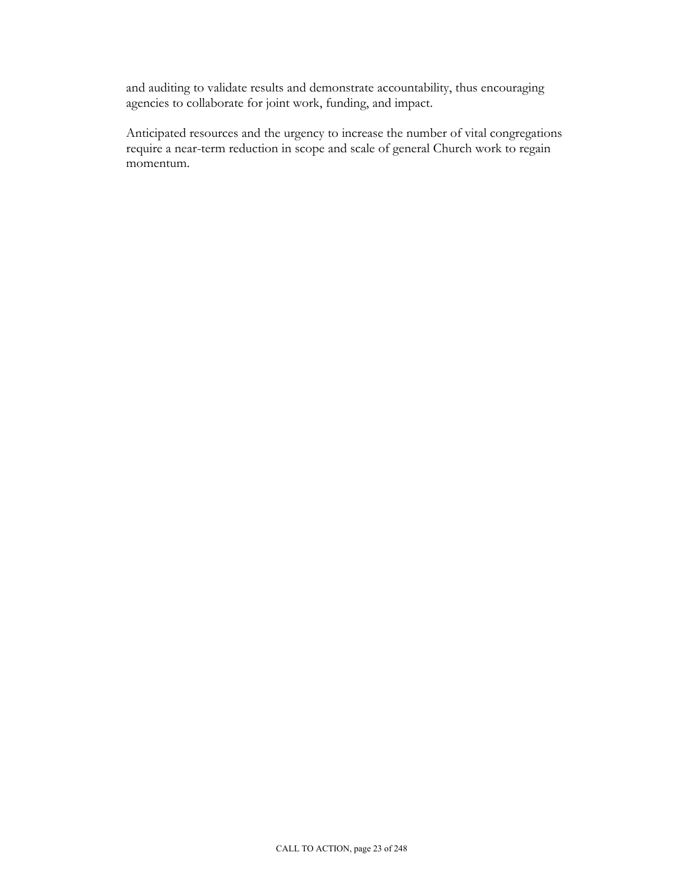and auditing to validate results and demonstrate accountability, thus encouraging agencies to collaborate for joint work, funding, and impact.

Anticipated resources and the urgency to increase the number of vital congregations require a near-term reduction in scope and scale of general Church work to regain momentum.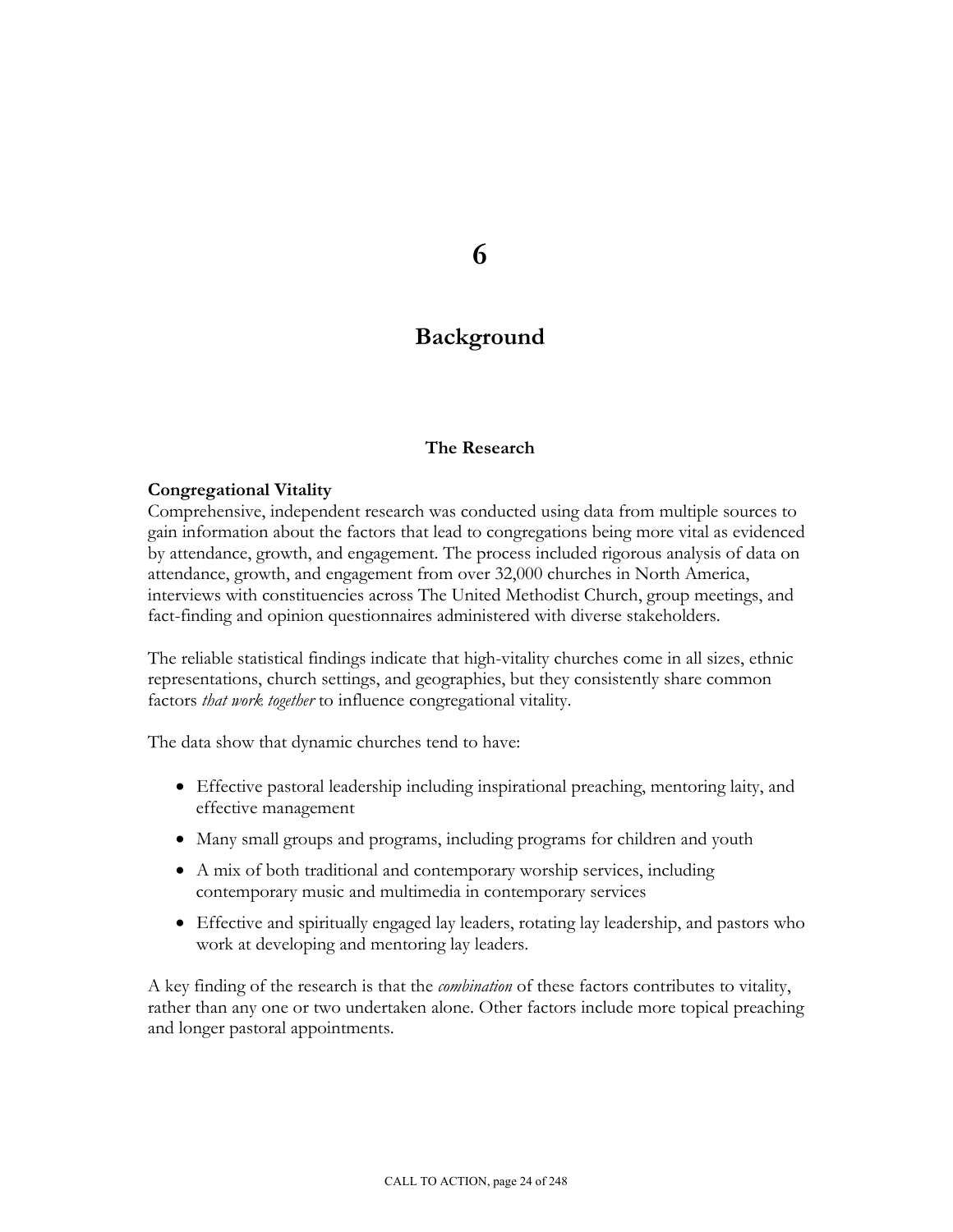# 6

# Background

### The Research

**Congregational Vitality**

Comprehensive, independent research was conducted using data from multiple sources to gain information about the factors that lead to congregations being more vital as evidenced by attendance, growth, and engagement. The process included rigorous analysis of data on attendance, growth, and engagement from over 32,000 churches in North America, interviews with constituencies across The United Methodist Church, group meetings, and fact-finding and opinion questionnaires administered with diverse stakeholders.

The reliable statistical findings indicate that high-vitality churches come in all sizes, ethnic representations, church settings, and geographies, but they consistently share common factors *that work together* to influence congregational vitality.

The data show that dynamic churches tend to have:

- Effective pastoral leadership including inspirational preaching, mentoring laity, and effective management
- Many small groups and programs, including programs for children and youth
- A mix of both traditional and contemporary worship services, including contemporary music and multimedia in contemporary services
- Effective and spiritually engaged lay leaders, rotating lay leadership, and pastors who work at developing and mentoring lay leaders.

A key finding of the research is that the *combination* of these factors contributes to vitality, rather than any one or two undertaken alone. Other factors include more topical preaching and longer pastoral appointments.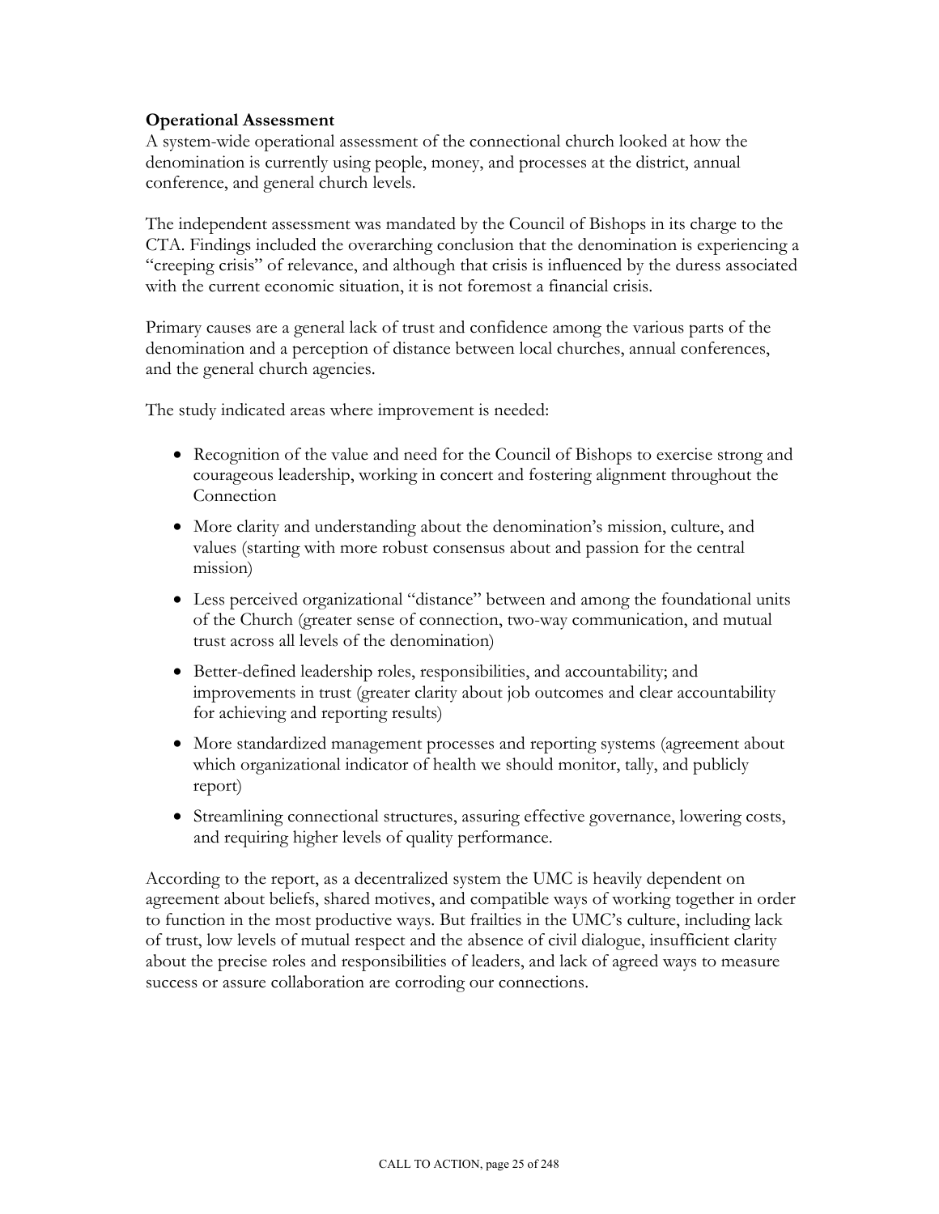**Operational Assessment**

A system-wide operational assessment of the connectional church looked at how the denomination is currently using people, money, and processes at the district, annual conference, and general church levels.

The independent assessment was mandated by the Council of Bishops in its charge to the CTA. Findings included the overarching conclusion that the denomination is experiencing a "creeping crisis" of relevance, and although that crisis is influenced by the duress associated with the current economic situation, it is not foremost a financial crisis.

Primary causes are a general lack of trust and confidence among the various parts of the denomination and a perception of distance between local churches, annual conferences, and the general church agencies.

The study indicated areas where improvement is needed:

- Recognition of the value and need for the Council of Bishops to exercise strong and courageous leadership, working in concert and fostering alignment throughout the Connection
- More clarity and understanding about the denomination's mission, culture, and values (starting with more robust consensus about and passion for the central mission)
- Less perceived organizational "distance" between and among the foundational units of the Church (greater sense of connection, two-way communication, and mutual trust across all levels of the denomination)
- Better-defined leadership roles, responsibilities, and accountability; and improvements in trust (greater clarity about job outcomes and clear accountability for achieving and reporting results)
- More standardized management processes and reporting systems (agreement about which organizational indicator of health we should monitor, tally, and publicly report)
- Streamlining connectional structures, assuring effective governance, lowering costs, and requiring higher levels of quality performance.

According to the report, as a decentralized system the UMC is heavily dependent on agreement about beliefs, shared motives, and compatible ways of working together in order to function in the most productive ways. But frailties in the UMC's culture, including lack of trust, low levels of mutual respect and the absence of civil dialogue, insufficient clarity about the precise roles and responsibilities of leaders, and lack of agreed ways to measure success or assure collaboration are corroding our connections.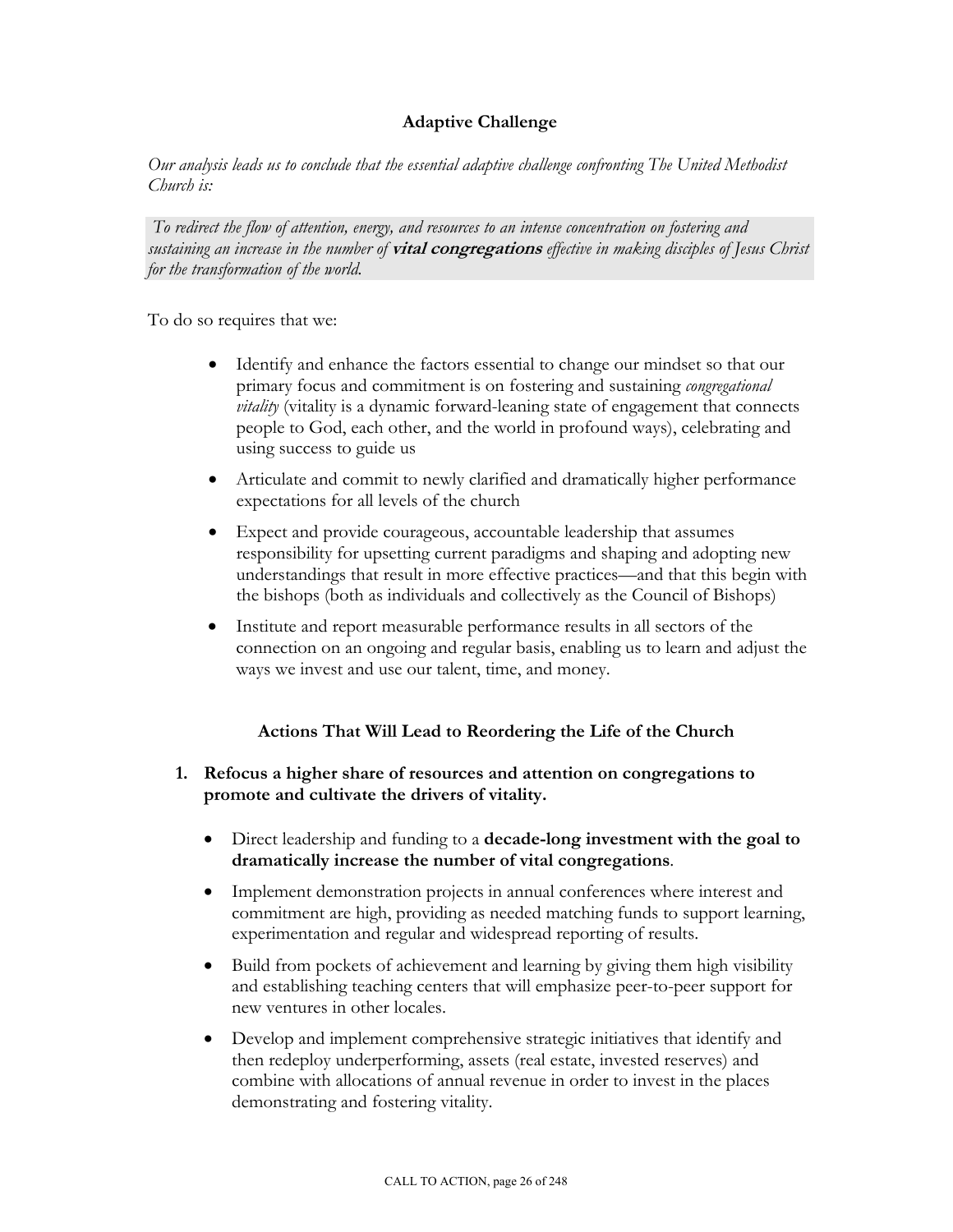## Adaptive Challenge

*Our analysis leads us to conclude that the essential adaptive challenge confronting The United Methodist Church is:*

> *To redirect the flow of attention, energy, and resources to an intense concentration on fostering and sustaining an increase in the number of* ***vital congregations*** *effective in making disciples of Jesus Christ for the transformation of the world.*

To do so requires that we:

- Identify and enhance the factors essential to change our mindset so that our primary focus and commitment is on fostering and sustaining *congregational vitality* (vitality is a dynamic forward-leaning state of engagement that connects people to God, each other, and the world in profound ways), celebrating and using success to guide us
- Articulate and commit to newly clarified and dramatically higher performance expectations for all levels of the church
- Expect and provide courageous, accountable leadership that assumes responsibility for upsetting current paradigms and shaping and adopting new understandings that result in more effective practices—and that this begin with the bishops (both as individuals and collectively as the Council of Bishops)
- Institute and report measurable performance results in all sectors of the connection on an ongoing and regular basis, enabling us to learn and adjust the ways we invest and use our talent, time, and money.

### Actions That Will Lead to Reordering the Life of the Church

1. **Refocus a higher share of resources and attention on congregations to promote and cultivate the drivers of vitality.**
   - Direct leadership and funding to a **decade-long investment with the goal to dramatically increase the number of vital congregations**.
   - Implement demonstration projects in annual conferences where interest and commitment are high, providing as needed matching funds to support learning, experimentation and regular and widespread reporting of results.
   - Build from pockets of achievement and learning by giving them high visibility and establishing teaching centers that will emphasize peer-to-peer support for new ventures in other locales.
   - Develop and implement comprehensive strategic initiatives that identify and then redeploy underperforming, assets (real estate, invested reserves) and combine with allocations of annual revenue in order to invest in the places demonstrating and fostering vitality.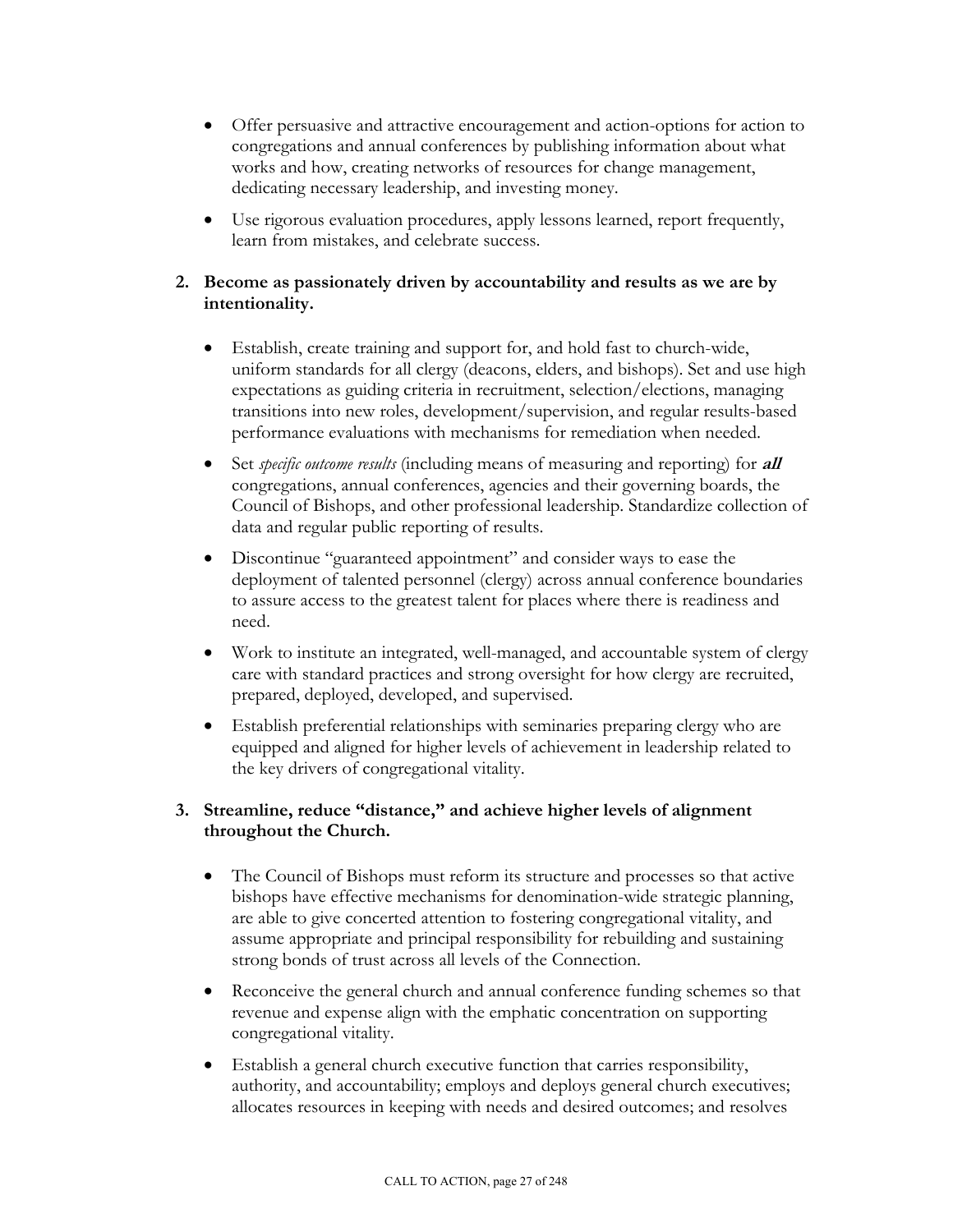- Offer persuasive and attractive encouragement and action-options for action to congregations and annual conferences by publishing information about what works and how, creating networks of resources for change management, dedicating necessary leadership, and investing money.
- Use rigorous evaluation procedures, apply lessons learned, report frequently, learn from mistakes, and celebrate success.

2. **Become as passionately driven by accountability and results as we are by intentionality.**

   - Establish, create training and support for, and hold fast to church-wide, uniform standards for all clergy (deacons, elders, and bishops). Set and use high expectations as guiding criteria in recruitment, selection/elections, managing transitions into new roles, development/supervision, and regular results-based performance evaluations with mechanisms for remediation when needed.
   - Set *specific outcome results* (including means of measuring and reporting) for ***all*** congregations, annual conferences, agencies and their governing boards, the Council of Bishops, and other professional leadership. Standardize collection of data and regular public reporting of results.
   - Discontinue "guaranteed appointment" and consider ways to ease the deployment of talented personnel (clergy) across annual conference boundaries to assure access to the greatest talent for places where there is readiness and need.
   - Work to institute an integrated, well-managed, and accountable system of clergy care with standard practices and strong oversight for how clergy are recruited, prepared, deployed, developed, and supervised.
   - Establish preferential relationships with seminaries preparing clergy who are equipped and aligned for higher levels of achievement in leadership related to the key drivers of congregational vitality.

3. **Streamline, reduce "distance," and achieve higher levels of alignment throughout the Church.**

   - The Council of Bishops must reform its structure and processes so that active bishops have effective mechanisms for denomination-wide strategic planning, are able to give concerted attention to fostering congregational vitality, and assume appropriate and principal responsibility for rebuilding and sustaining strong bonds of trust across all levels of the Connection.
   - Reconceive the general church and annual conference funding schemes so that revenue and expense align with the emphatic concentration on supporting congregational vitality.
   - Establish a general church executive function that carries responsibility, authority, and accountability; employs and deploys general church executives; allocates resources in keeping with needs and desired outcomes; and resolves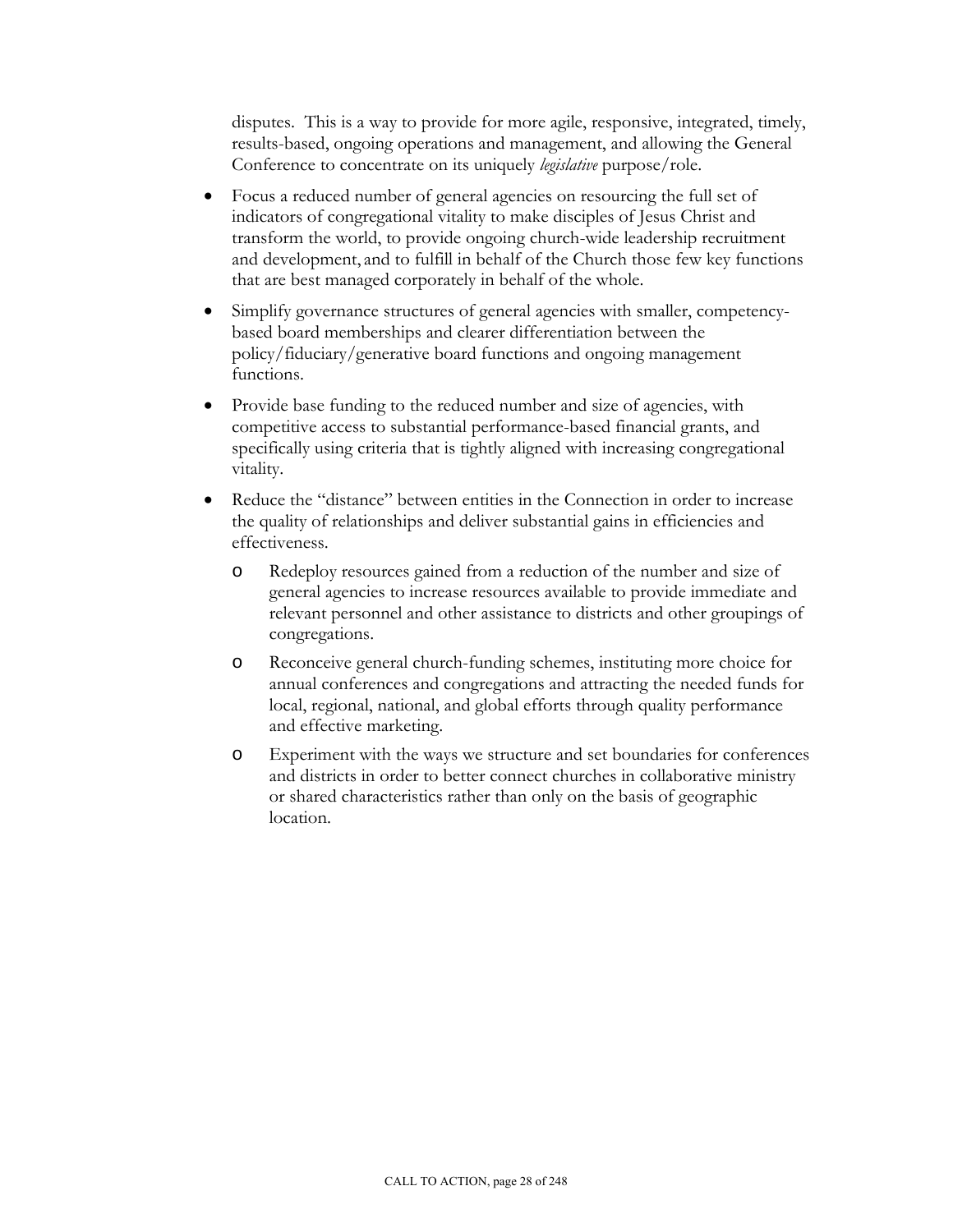disputes. This is a way to provide for more agile, responsive, integrated, timely, results-based, ongoing operations and management, and allowing the General Conference to concentrate on its uniquely *legislative* purpose/role.

- Focus a reduced number of general agencies on resourcing the full set of indicators of congregational vitality to make disciples of Jesus Christ and transform the world, to provide ongoing church-wide leadership recruitment and development, and to fulfill in behalf of the Church those few key functions that are best managed corporately in behalf of the whole.
- Simplify governance structures of general agencies with smaller, competency-based board memberships and clearer differentiation between the policy/fiduciary/generative board functions and ongoing management functions.
- Provide base funding to the reduced number and size of agencies, with competitive access to substantial performance-based financial grants, and specifically using criteria that is tightly aligned with increasing congregational vitality.
- Reduce the "distance" between entities in the Connection in order to increase the quality of relationships and deliver substantial gains in efficiencies and effectiveness.
  - Redeploy resources gained from a reduction of the number and size of general agencies to increase resources available to provide immediate and relevant personnel and other assistance to districts and other groupings of congregations.
  - Reconceive general church-funding schemes, instituting more choice for annual conferences and congregations and attracting the needed funds for local, regional, national, and global efforts through quality performance and effective marketing.
  - Experiment with the ways we structure and set boundaries for conferences and districts in order to better connect churches in collaborative ministry or shared characteristics rather than only on the basis of geographic location.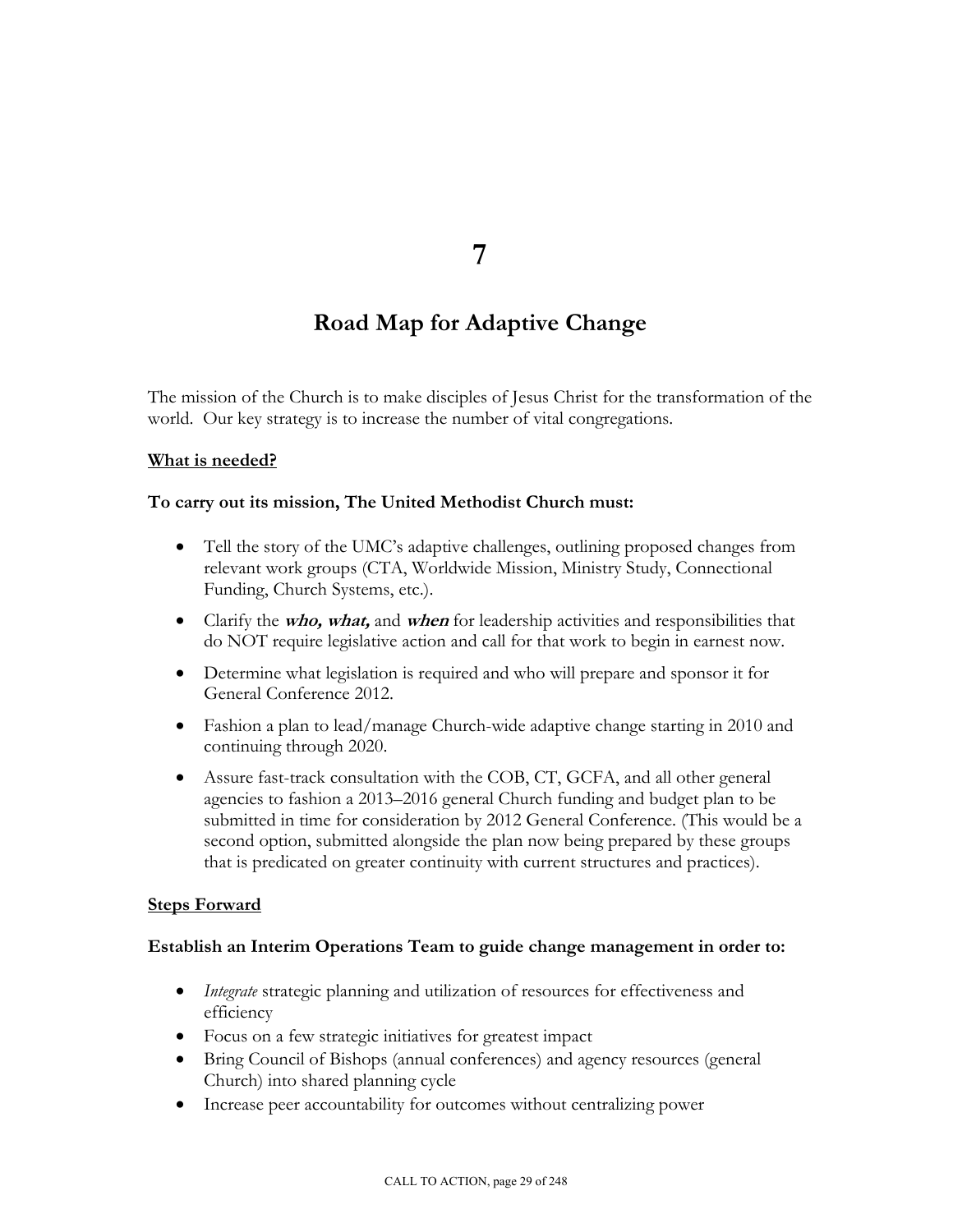# 7

## Road Map for Adaptive Change

The mission of the Church is to make disciples of Jesus Christ for the transformation of the world. Our key strategy is to increase the number of vital congregations.

<u>**What is needed?**</u>

**To carry out its mission, The United Methodist Church must:**

- Tell the story of the UMC's adaptive challenges, outlining proposed changes from relevant work groups (CTA, Worldwide Mission, Ministry Study, Connectional Funding, Church Systems, etc.).
- Clarify the ***who, what,*** and ***when*** for leadership activities and responsibilities that do NOT require legislative action and call for that work to begin in earnest now.
- Determine what legislation is required and who will prepare and sponsor it for General Conference 2012.
- Fashion a plan to lead/manage Church-wide adaptive change starting in 2010 and continuing through 2020.
- Assure fast-track consultation with the COB, CT, GCFA, and all other general agencies to fashion a 2013–2016 general Church funding and budget plan to be submitted in time for consideration by 2012 General Conference. (This would be a second option, submitted alongside the plan now being prepared by these groups that is predicated on greater continuity with current structures and practices).

<u>**Steps Forward**</u>

**Establish an Interim Operations Team to guide change management in order to:**

- *Integrate* strategic planning and utilization of resources for effectiveness and efficiency
- Focus on a few strategic initiatives for greatest impact
- Bring Council of Bishops (annual conferences) and agency resources (general Church) into shared planning cycle
- Increase peer accountability for outcomes without centralizing power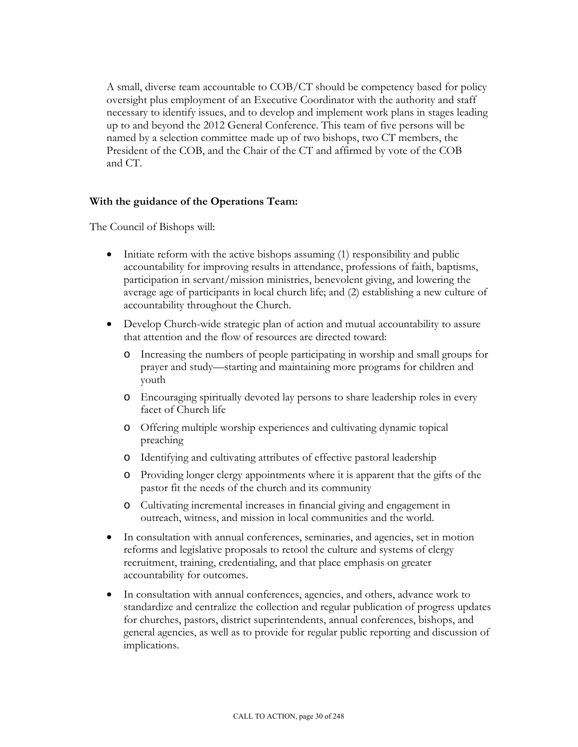A small, diverse team accountable to COB/CT should be competency based for policy oversight plus employment of an Executive Coordinator with the authority and staff necessary to identify issues, and to develop and implement work plans in stages leading up to and beyond the 2012 General Conference. This team of five persons will be named by a selection committee made up of two bishops, two CT members, the President of the COB, and the Chair of the CT and affirmed by vote of the COB and CT.

**With the guidance of the Operations Team:**

The Council of Bishops will:

- Initiate reform with the active bishops assuming (1) responsibility and public accountability for improving results in attendance, professions of faith, baptisms, participation in servant/mission ministries, benevolent giving, and lowering the average age of participants in local church life; and (2) establishing a new culture of accountability throughout the Church.
- Develop Church-wide strategic plan of action and mutual accountability to assure that attention and the flow of resources are directed toward:
  - Increasing the numbers of people participating in worship and small groups for prayer and study—starting and maintaining more programs for children and youth
  - Encouraging spiritually devoted lay persons to share leadership roles in every facet of Church life
  - Offering multiple worship experiences and cultivating dynamic topical preaching
  - Identifying and cultivating attributes of effective pastoral leadership
  - Providing longer clergy appointments where it is apparent that the gifts of the pastor fit the needs of the church and its community
  - Cultivating incremental increases in financial giving and engagement in outreach, witness, and mission in local communities and the world.
- In consultation with annual conferences, seminaries, and agencies, set in motion reforms and legislative proposals to retool the culture and systems of clergy recruitment, training, credentialing, and that place emphasis on greater accountability for outcomes.
- In consultation with annual conferences, agencies, and others, advance work to standardize and centralize the collection and regular publication of progress updates for churches, pastors, district superintendents, annual conferences, bishops, and general agencies, as well as to provide for regular public reporting and discussion of implications.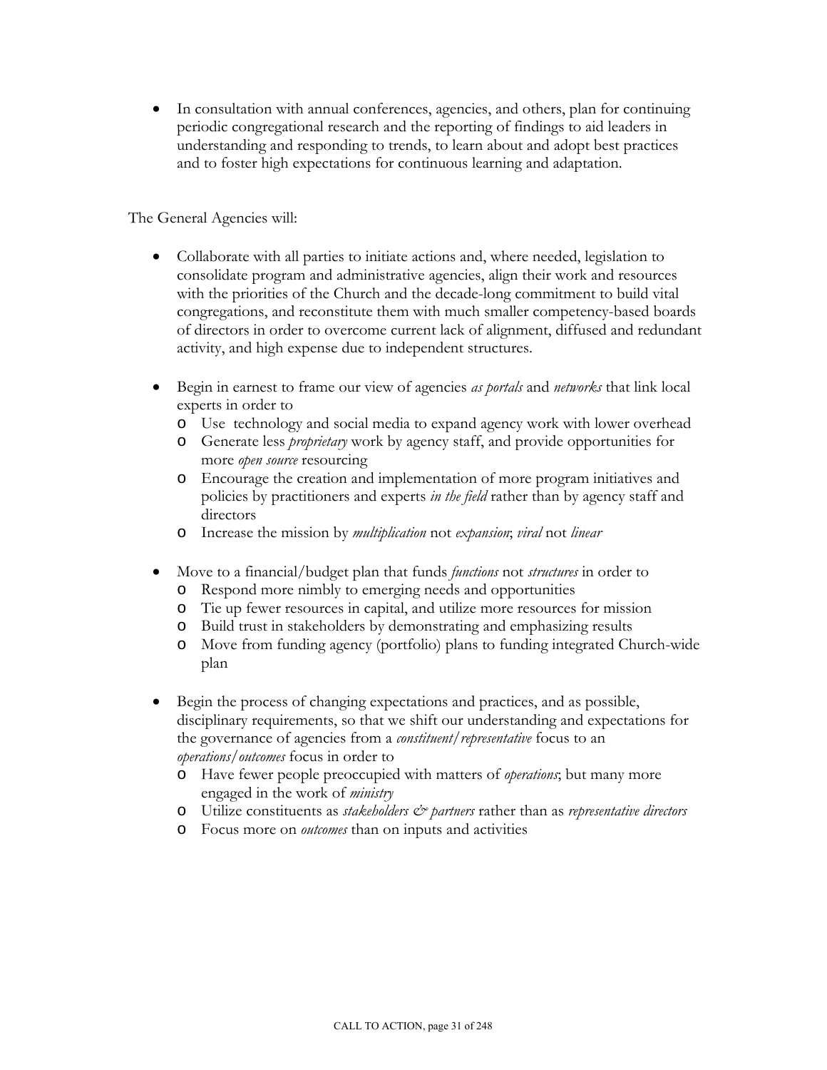- In consultation with annual conferences, agencies, and others, plan for continuing periodic congregational research and the reporting of findings to aid leaders in understanding and responding to trends, to learn about and adopt best practices and to foster high expectations for continuous learning and adaptation.

The General Agencies will:

- Collaborate with all parties to initiate actions and, where needed, legislation to consolidate program and administrative agencies, align their work and resources with the priorities of the Church and the decade-long commitment to build vital congregations, and reconstitute them with much smaller competency-based boards of directors in order to overcome current lack of alignment, diffused and redundant activity, and high expense due to independent structures.

- Begin in earnest to frame our view of agencies *as portals* and *networks* that link local experts in order to
  - Use technology and social media to expand agency work with lower overhead
  - Generate less *proprietary* work by agency staff, and provide opportunities for more *open source* resourcing
  - Encourage the creation and implementation of more program initiatives and policies by practitioners and experts *in the field* rather than by agency staff and directors
  - Increase the mission by *multiplication* not *expansion*; *viral* not *linear*

- Move to a financial/budget plan that funds *functions* not *structures* in order to
  - Respond more nimbly to emerging needs and opportunities
  - Tie up fewer resources in capital, and utilize more resources for mission
  - Build trust in stakeholders by demonstrating and emphasizing results
  - Move from funding agency (portfolio) plans to funding integrated Church-wide plan

- Begin the process of changing expectations and practices, and as possible, disciplinary requirements, so that we shift our understanding and expectations for the governance of agencies from a *constituent/representative* focus to an *operations/outcomes* focus in order to
  - Have fewer people preoccupied with matters of *operations*; but many more engaged in the work of *ministry*
  - Utilize constituents as *stakeholders & partners* rather than as *representative directors*
  - Focus more on *outcomes* than on inputs and activities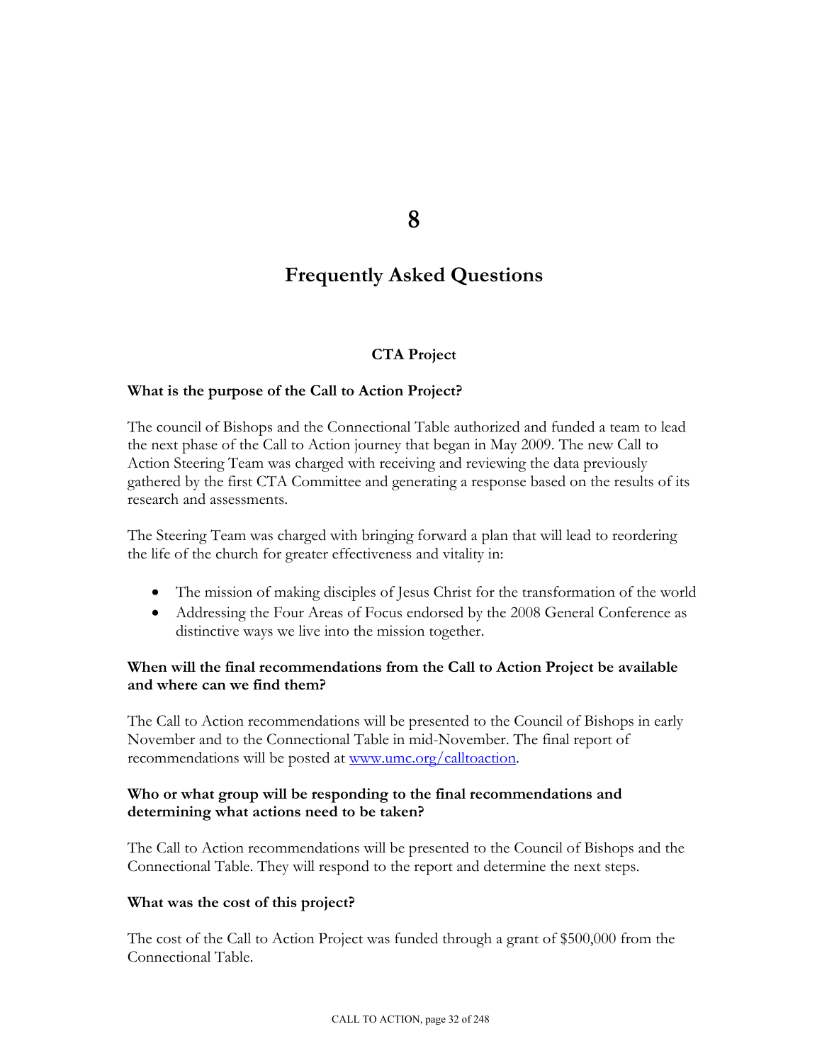# 8

# Frequently Asked Questions

### CTA Project

**What is the purpose of the Call to Action Project?**

The council of Bishops and the Connectional Table authorized and funded a team to lead the next phase of the Call to Action journey that began in May 2009. The new Call to Action Steering Team was charged with receiving and reviewing the data previously gathered by the first CTA Committee and generating a response based on the results of its research and assessments.

The Steering Team was charged with bringing forward a plan that will lead to reordering the life of the church for greater effectiveness and vitality in:

- The mission of making disciples of Jesus Christ for the transformation of the world
- Addressing the Four Areas of Focus endorsed by the 2008 General Conference as distinctive ways we live into the mission together.

**When will the final recommendations from the Call to Action Project be available and where can we find them?**

The Call to Action recommendations will be presented to the Council of Bishops in early November and to the Connectional Table in mid-November. The final report of recommendations will be posted at [www.umc.org/calltoaction](www.umc.org/calltoaction).

**Who or what group will be responding to the final recommendations and determining what actions need to be taken?**

The Call to Action recommendations will be presented to the Council of Bishops and the Connectional Table. They will respond to the report and determine the next steps.

**What was the cost of this project?**

The cost of the Call to Action Project was funded through a grant of $500,000 from the Connectional Table.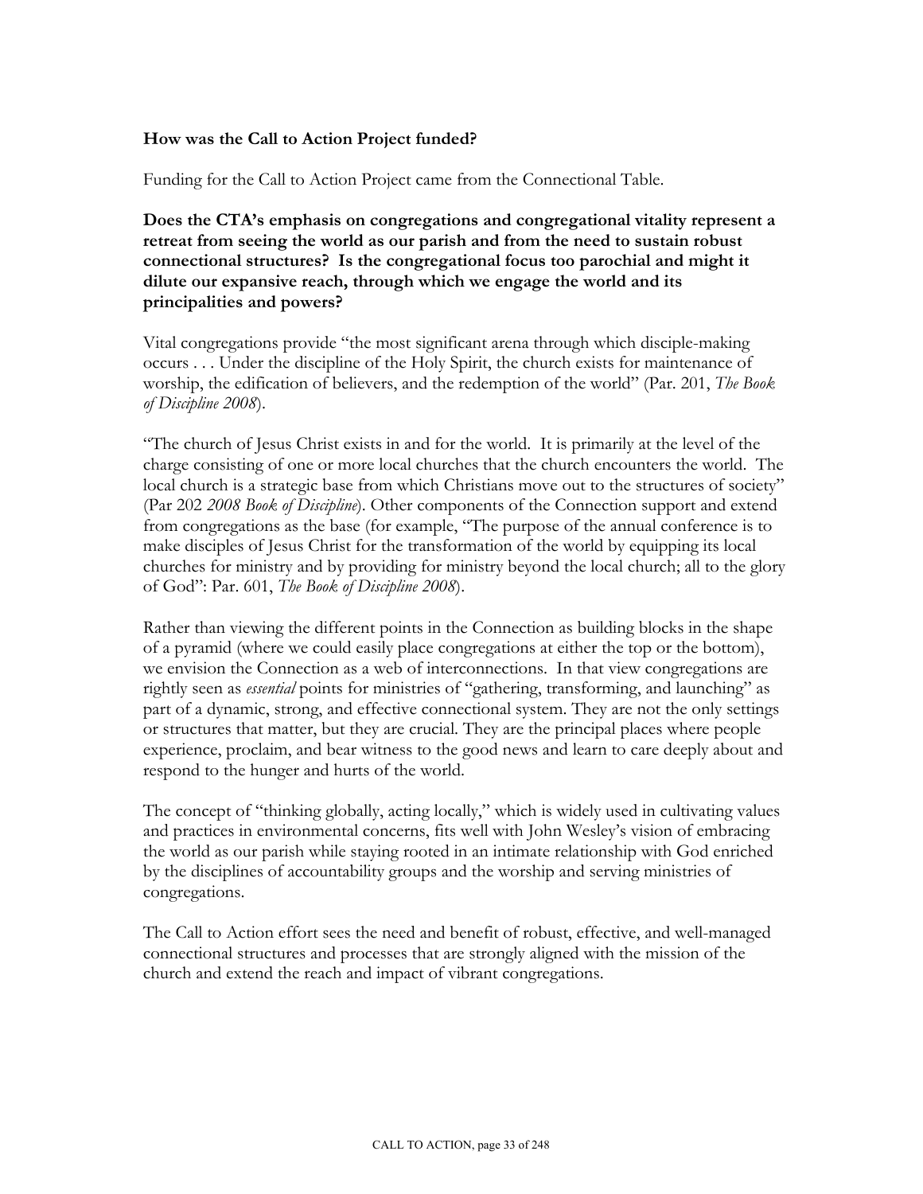**How was the Call to Action Project funded?**

Funding for the Call to Action Project came from the Connectional Table.

**Does the CTA's emphasis on congregations and congregational vitality represent a retreat from seeing the world as our parish and from the need to sustain robust connectional structures? Is the congregational focus too parochial and might it dilute our expansive reach, through which we engage the world and its principalities and powers?**

Vital congregations provide "the most significant arena through which disciple-making occurs . . . Under the discipline of the Holy Spirit, the church exists for maintenance of worship, the edification of believers, and the redemption of the world" (Par. 201, *The Book of Discipline 2008*).

"The church of Jesus Christ exists in and for the world. It is primarily at the level of the charge consisting of one or more local churches that the church encounters the world. The local church is a strategic base from which Christians move out to the structures of society" (Par 202 *2008 Book of Discipline*). Other components of the Connection support and extend from congregations as the base (for example, "The purpose of the annual conference is to make disciples of Jesus Christ for the transformation of the world by equipping its local churches for ministry and by providing for ministry beyond the local church; all to the glory of God": Par. 601, *The Book of Discipline 2008*).

Rather than viewing the different points in the Connection as building blocks in the shape of a pyramid (where we could easily place congregations at either the top or the bottom), we envision the Connection as a web of interconnections. In that view congregations are rightly seen as *essential* points for ministries of "gathering, transforming, and launching" as part of a dynamic, strong, and effective connectional system. They are not the only settings or structures that matter, but they are crucial. They are the principal places where people experience, proclaim, and bear witness to the good news and learn to care deeply about and respond to the hunger and hurts of the world.

The concept of "thinking globally, acting locally," which is widely used in cultivating values and practices in environmental concerns, fits well with John Wesley's vision of embracing the world as our parish while staying rooted in an intimate relationship with God enriched by the disciplines of accountability groups and the worship and serving ministries of congregations.

The Call to Action effort sees the need and benefit of robust, effective, and well-managed connectional structures and processes that are strongly aligned with the mission of the church and extend the reach and impact of vibrant congregations.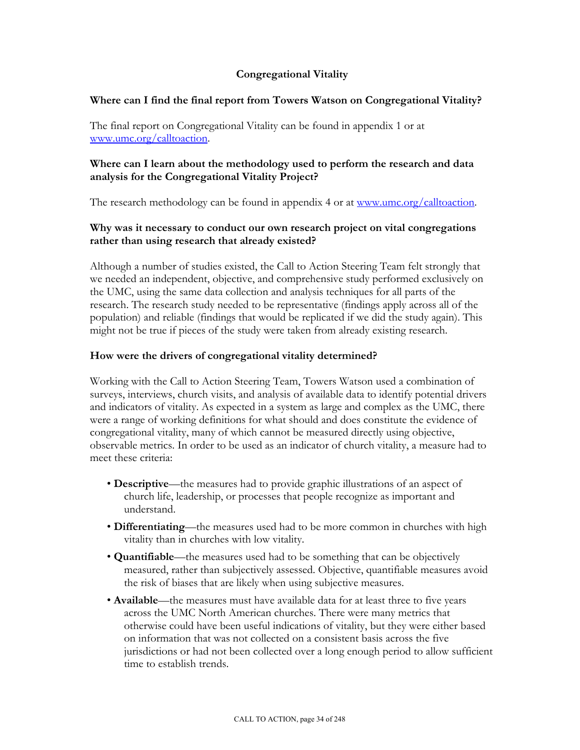## Congregational Vitality

### Where can I find the final report from Towers Watson on Congregational Vitality?

The final report on Congregational Vitality can be found in appendix 1 or at [www.umc.org/calltoaction](www.umc.org/calltoaction).

### Where can I learn about the methodology used to perform the research and data analysis for the Congregational Vitality Project?

The research methodology can be found in appendix 4 or at [www.umc.org/calltoaction](www.umc.org/calltoaction).

### Why was it necessary to conduct our own research project on vital congregations rather than using research that already existed?

Although a number of studies existed, the Call to Action Steering Team felt strongly that we needed an independent, objective, and comprehensive study performed exclusively on the UMC, using the same data collection and analysis techniques for all parts of the research. The research study needed to be representative (findings apply across all of the population) and reliable (findings that would be replicated if we did the study again). This might not be true if pieces of the study were taken from already existing research.

### How were the drivers of congregational vitality determined?

Working with the Call to Action Steering Team, Towers Watson used a combination of surveys, interviews, church visits, and analysis of available data to identify potential drivers and indicators of vitality. As expected in a system as large and complex as the UMC, there were a range of working definitions for what should and does constitute the evidence of congregational vitality, many of which cannot be measured directly using objective, observable metrics. In order to be used as an indicator of church vitality, a measure had to meet these criteria:

- **Descriptive**—the measures had to provide graphic illustrations of an aspect of church life, leadership, or processes that people recognize as important and understand.
- **Differentiating**—the measures used had to be more common in churches with high vitality than in churches with low vitality.
- **Quantifiable**—the measures used had to be something that can be objectively measured, rather than subjectively assessed. Objective, quantifiable measures avoid the risk of biases that are likely when using subjective measures.
- **Available**—the measures must have available data for at least three to five years across the UMC North American churches. There were many metrics that otherwise could have been useful indications of vitality, but they were either based on information that was not collected on a consistent basis across the five jurisdictions or had not been collected over a long enough period to allow sufficient time to establish trends.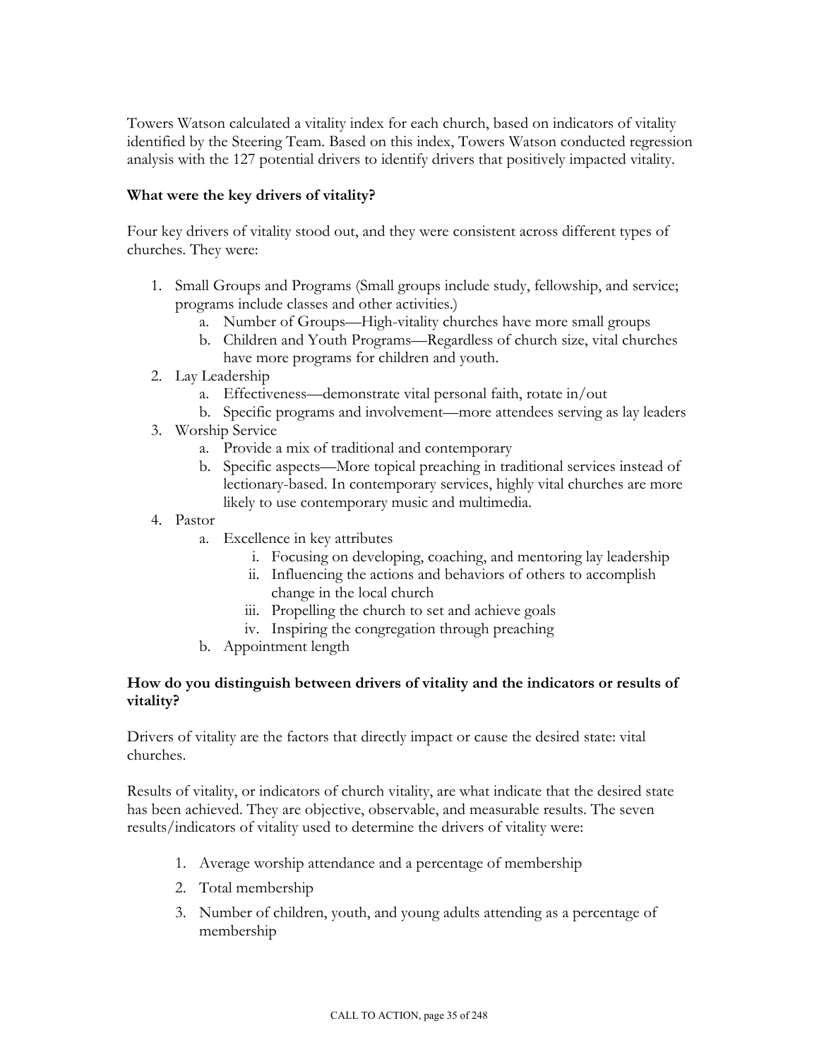Towers Watson calculated a vitality index for each church, based on indicators of vitality identified by the Steering Team. Based on this index, Towers Watson conducted regression analysis with the 127 potential drivers to identify drivers that positively impacted vitality.

**What were the key drivers of vitality?**

Four key drivers of vitality stood out, and they were consistent across different types of churches. They were:

1. Small Groups and Programs (Small groups include study, fellowship, and service; programs include classes and other activities.)
   a. Number of Groups—High-vitality churches have more small groups
   b. Children and Youth Programs—Regardless of church size, vital churches have more programs for children and youth.
2. Lay Leadership
   a. Effectiveness—demonstrate vital personal faith, rotate in/out
   b. Specific programs and involvement—more attendees serving as lay leaders
3. Worship Service
   a. Provide a mix of traditional and contemporary
   b. Specific aspects—More topical preaching in traditional services instead of lectionary-based. In contemporary services, highly vital churches are more likely to use contemporary music and multimedia.
4. Pastor
   a. Excellence in key attributes
      i. Focusing on developing, coaching, and mentoring lay leadership
      ii. Influencing the actions and behaviors of others to accomplish change in the local church
      iii. Propelling the church to set and achieve goals
      iv. Inspiring the congregation through preaching
   b. Appointment length

**How do you distinguish between drivers of vitality and the indicators or results of vitality?**

Drivers of vitality are the factors that directly impact or cause the desired state: vital churches.

Results of vitality, or indicators of church vitality, are what indicate that the desired state has been achieved. They are objective, observable, and measurable results. The seven results/indicators of vitality used to determine the drivers of vitality were:

1. Average worship attendance and a percentage of membership
2. Total membership
3. Number of children, youth, and young adults attending as a percentage of membership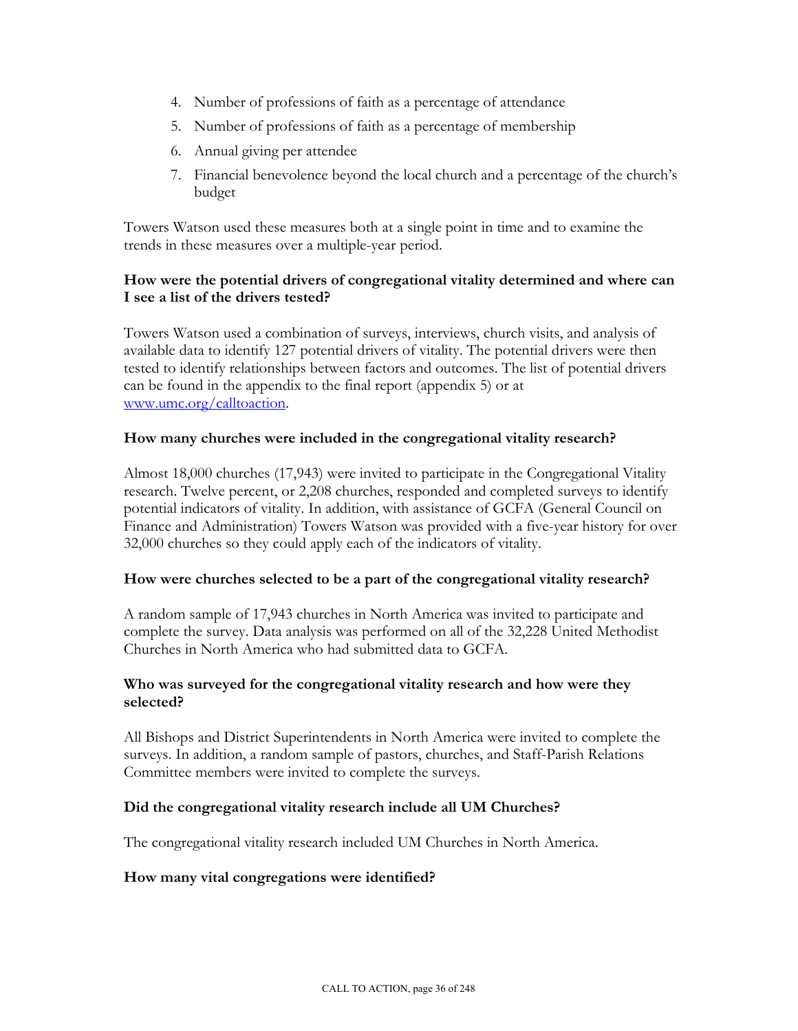4. Number of professions of faith as a percentage of attendance
5. Number of professions of faith as a percentage of membership
6. Annual giving per attendee
7. Financial benevolence beyond the local church and a percentage of the church's budget

Towers Watson used these measures both at a single point in time and to examine the trends in these measures over a multiple-year period.

**How were the potential drivers of congregational vitality determined and where can I see a list of the drivers tested?**

Towers Watson used a combination of surveys, interviews, church visits, and analysis of available data to identify 127 potential drivers of vitality. The potential drivers were then tested to identify relationships between factors and outcomes. The list of potential drivers can be found in the appendix to the final report (appendix 5) or at [www.umc.org/calltoaction](www.umc.org/calltoaction).

**How many churches were included in the congregational vitality research?**

Almost 18,000 churches (17,943) were invited to participate in the Congregational Vitality research. Twelve percent, or 2,208 churches, responded and completed surveys to identify potential indicators of vitality. In addition, with assistance of GCFA (General Council on Finance and Administration) Towers Watson was provided with a five-year history for over 32,000 churches so they could apply each of the indicators of vitality.

**How were churches selected to be a part of the congregational vitality research?**

A random sample of 17,943 churches in North America was invited to participate and complete the survey. Data analysis was performed on all of the 32,228 United Methodist Churches in North America who had submitted data to GCFA.

**Who was surveyed for the congregational vitality research and how were they selected?**

All Bishops and District Superintendents in North America were invited to complete the surveys. In addition, a random sample of pastors, churches, and Staff-Parish Relations Committee members were invited to complete the surveys.

**Did the congregational vitality research include all UM Churches?**

The congregational vitality research included UM Churches in North America.

**How many vital congregations were identified?**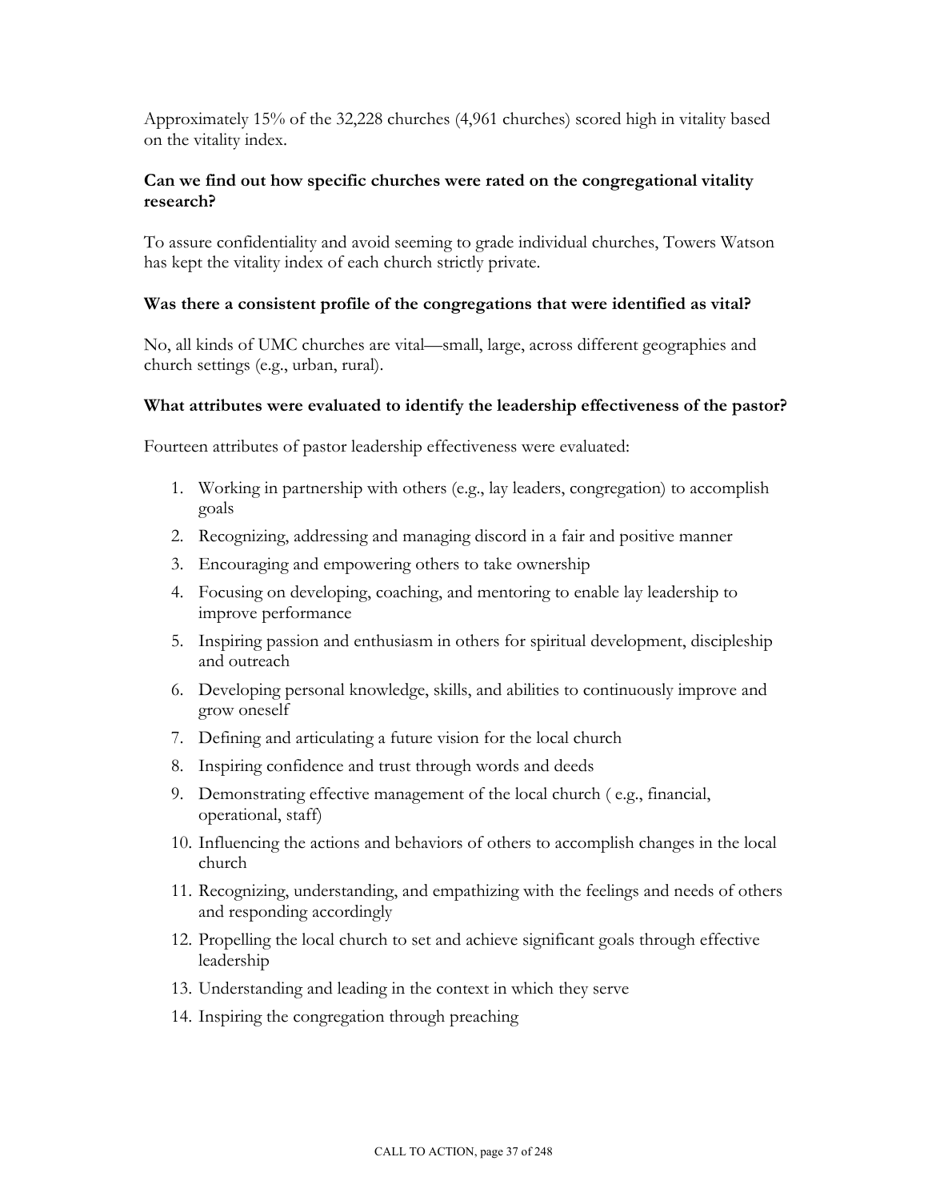Approximately 15% of the 32,228 churches (4,961 churches) scored high in vitality based on the vitality index.

**Can we find out how specific churches were rated on the congregational vitality research?**

To assure confidentiality and avoid seeming to grade individual churches, Towers Watson has kept the vitality index of each church strictly private.

**Was there a consistent profile of the congregations that were identified as vital?**

No, all kinds of UMC churches are vital—small, large, across different geographies and church settings (e.g., urban, rural).

**What attributes were evaluated to identify the leadership effectiveness of the pastor?**

Fourteen attributes of pastor leadership effectiveness were evaluated:

1. Working in partnership with others (e.g., lay leaders, congregation) to accomplish goals
2. Recognizing, addressing and managing discord in a fair and positive manner
3. Encouraging and empowering others to take ownership
4. Focusing on developing, coaching, and mentoring to enable lay leadership to improve performance
5. Inspiring passion and enthusiasm in others for spiritual development, discipleship and outreach
6. Developing personal knowledge, skills, and abilities to continuously improve and grow oneself
7. Defining and articulating a future vision for the local church
8. Inspiring confidence and trust through words and deeds
9. Demonstrating effective management of the local church ( e.g., financial, operational, staff)
10. Influencing the actions and behaviors of others to accomplish changes in the local church
11. Recognizing, understanding, and empathizing with the feelings and needs of others and responding accordingly
12. Propelling the local church to set and achieve significant goals through effective leadership
13. Understanding and leading in the context in which they serve
14. Inspiring the congregation through preaching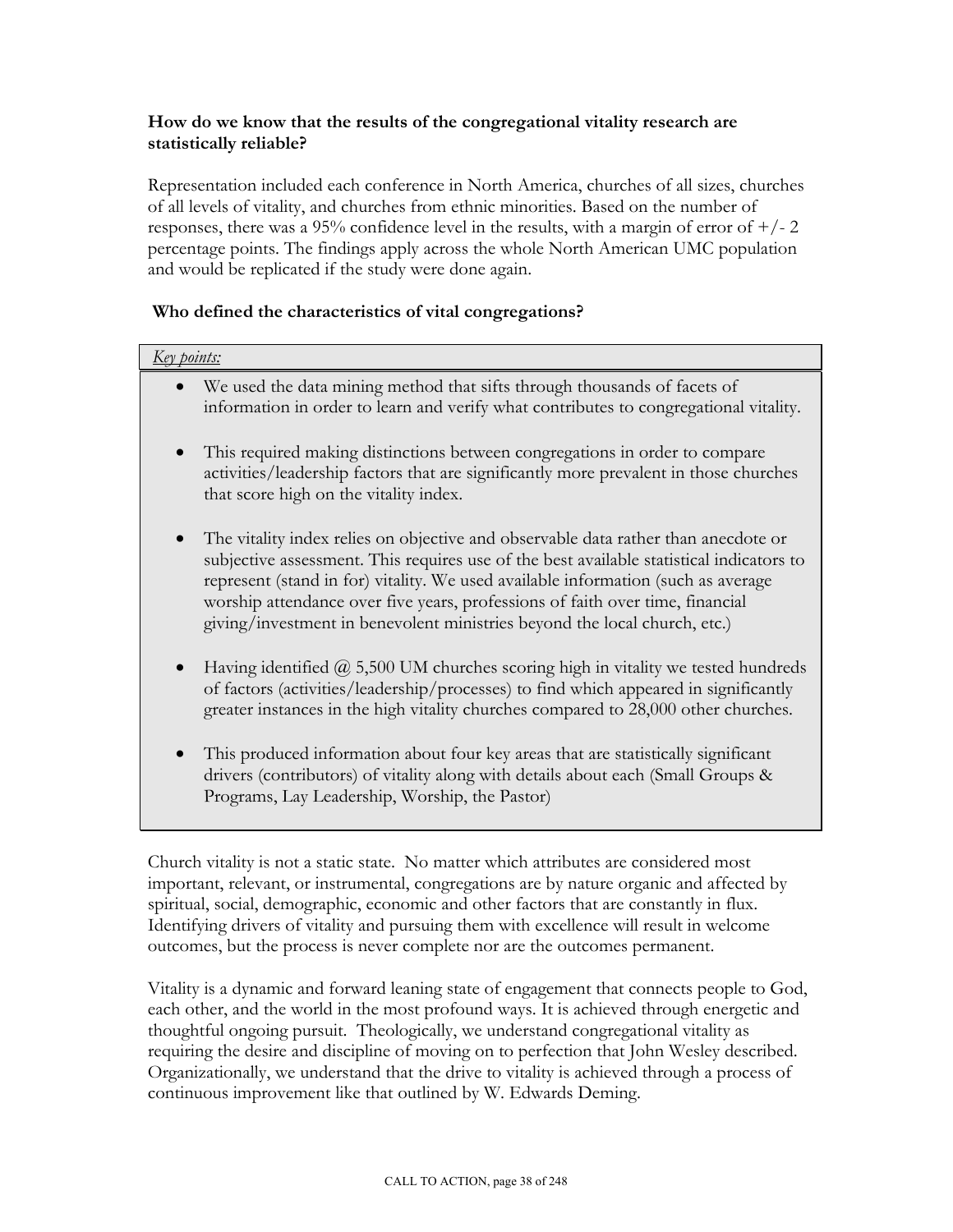**How do we know that the results of the congregational vitality research are statistically reliable?**

Representation included each conference in North America, churches of all sizes, churches of all levels of vitality, and churches from ethnic minorities. Based on the number of responses, there was a 95% confidence level in the results, with a margin of error of +/- 2 percentage points. The findings apply across the whole North American UMC population and would be replicated if the study were done again.

**Who defined the characteristics of vital congregations?**

*Key points:*

- We used the data mining method that sifts through thousands of facets of information in order to learn and verify what contributes to congregational vitality.
- This required making distinctions between congregations in order to compare activities/leadership factors that are significantly more prevalent in those churches that score high on the vitality index.
- The vitality index relies on objective and observable data rather than anecdote or subjective assessment. This requires use of the best available statistical indicators to represent (stand in for) vitality. We used available information (such as average worship attendance over five years, professions of faith over time, financial giving/investment in benevolent ministries beyond the local church, etc.)
- Having identified @ 5,500 UM churches scoring high in vitality we tested hundreds of factors (activities/leadership/processes) to find which appeared in significantly greater instances in the high vitality churches compared to 28,000 other churches.
- This produced information about four key areas that are statistically significant drivers (contributors) of vitality along with details about each (Small Groups & Programs, Lay Leadership, Worship, the Pastor)

Church vitality is not a static state. No matter which attributes are considered most important, relevant, or instrumental, congregations are by nature organic and affected by spiritual, social, demographic, economic and other factors that are constantly in flux. Identifying drivers of vitality and pursuing them with excellence will result in welcome outcomes, but the process is never complete nor are the outcomes permanent.

Vitality is a dynamic and forward leaning state of engagement that connects people to God, each other, and the world in the most profound ways. It is achieved through energetic and thoughtful ongoing pursuit. Theologically, we understand congregational vitality as requiring the desire and discipline of moving on to perfection that John Wesley described. Organizationally, we understand that the drive to vitality is achieved through a process of continuous improvement like that outlined by W. Edwards Deming.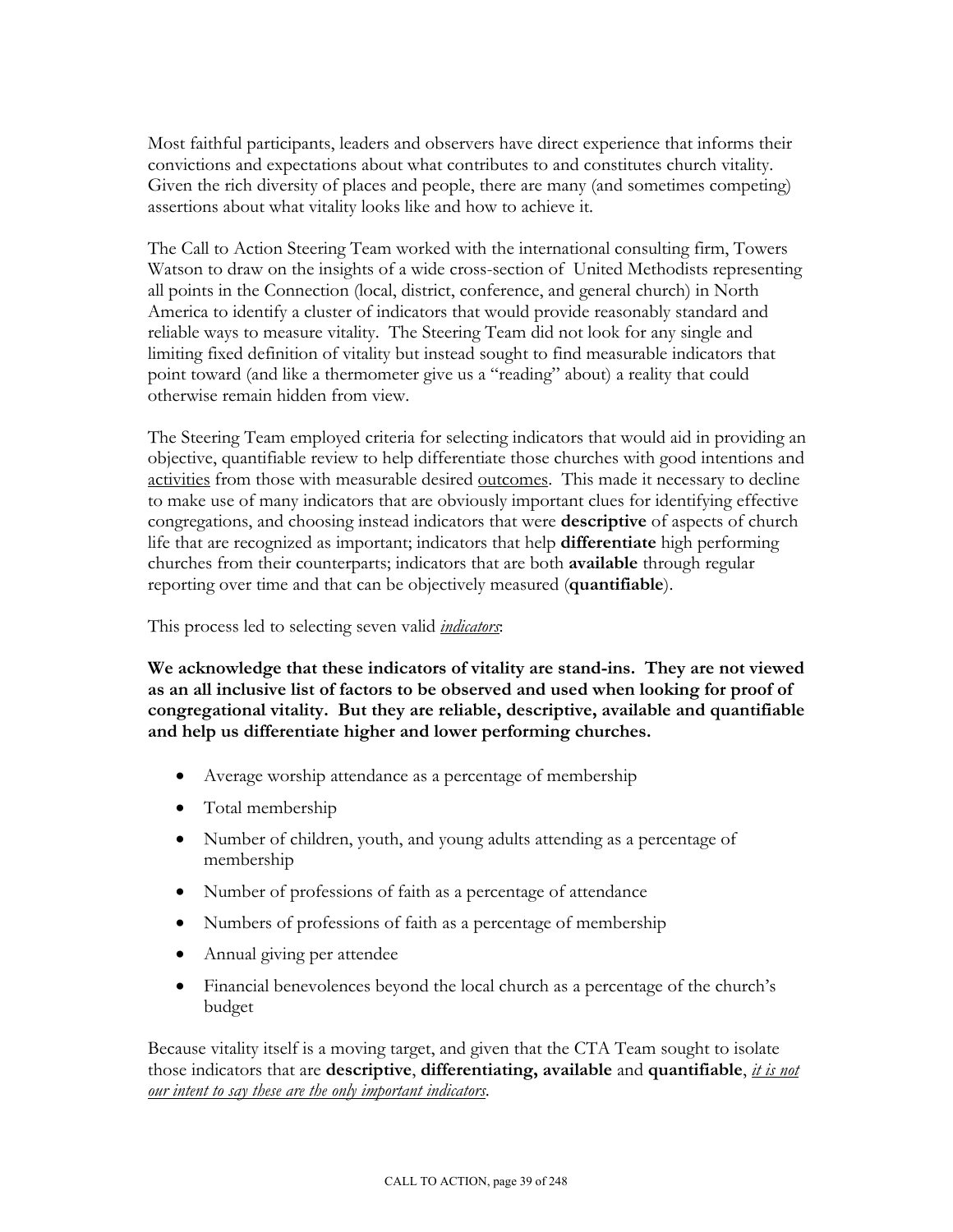Most faithful participants, leaders and observers have direct experience that informs their convictions and expectations about what contributes to and constitutes church vitality. Given the rich diversity of places and people, there are many (and sometimes competing) assertions about what vitality looks like and how to achieve it.

The Call to Action Steering Team worked with the international consulting firm, Towers Watson to draw on the insights of a wide cross-section of United Methodists representing all points in the Connection (local, district, conference, and general church) in North America to identify a cluster of indicators that would provide reasonably standard and reliable ways to measure vitality. The Steering Team did not look for any single and limiting fixed definition of vitality but instead sought to find measurable indicators that point toward (and like a thermometer give us a "reading" about) a reality that could otherwise remain hidden from view.

The Steering Team employed criteria for selecting indicators that would aid in providing an objective, quantifiable review to help differentiate those churches with good intentions and <u>activities</u> from those with measurable desired <u>outcomes</u>. This made it necessary to decline to make use of many indicators that are obviously important clues for identifying effective congregations, and choosing instead indicators that were **descriptive** of aspects of church life that are recognized as important; indicators that help **differentiate** high performing churches from their counterparts; indicators that are both **available** through regular reporting over time and that can be objectively measured (**quantifiable**).

This process led to selecting seven valid <u>*indicators*</u>:

**We acknowledge that these indicators of vitality are stand-ins. They are not viewed as an all inclusive list of factors to be observed and used when looking for proof of congregational vitality. But they are reliable, descriptive, available and quantifiable and help us differentiate higher and lower performing churches.**

- Average worship attendance as a percentage of membership
- Total membership
- Number of children, youth, and young adults attending as a percentage of membership
- Number of professions of faith as a percentage of attendance
- Numbers of professions of faith as a percentage of membership
- Annual giving per attendee
- Financial benevolences beyond the local church as a percentage of the church's budget

Because vitality itself is a moving target, and given that the CTA Team sought to isolate those indicators that are **descriptive**, **differentiating, available** and **quantifiable**, <u>*it is not our intent to say these are the only important indicators*</u>.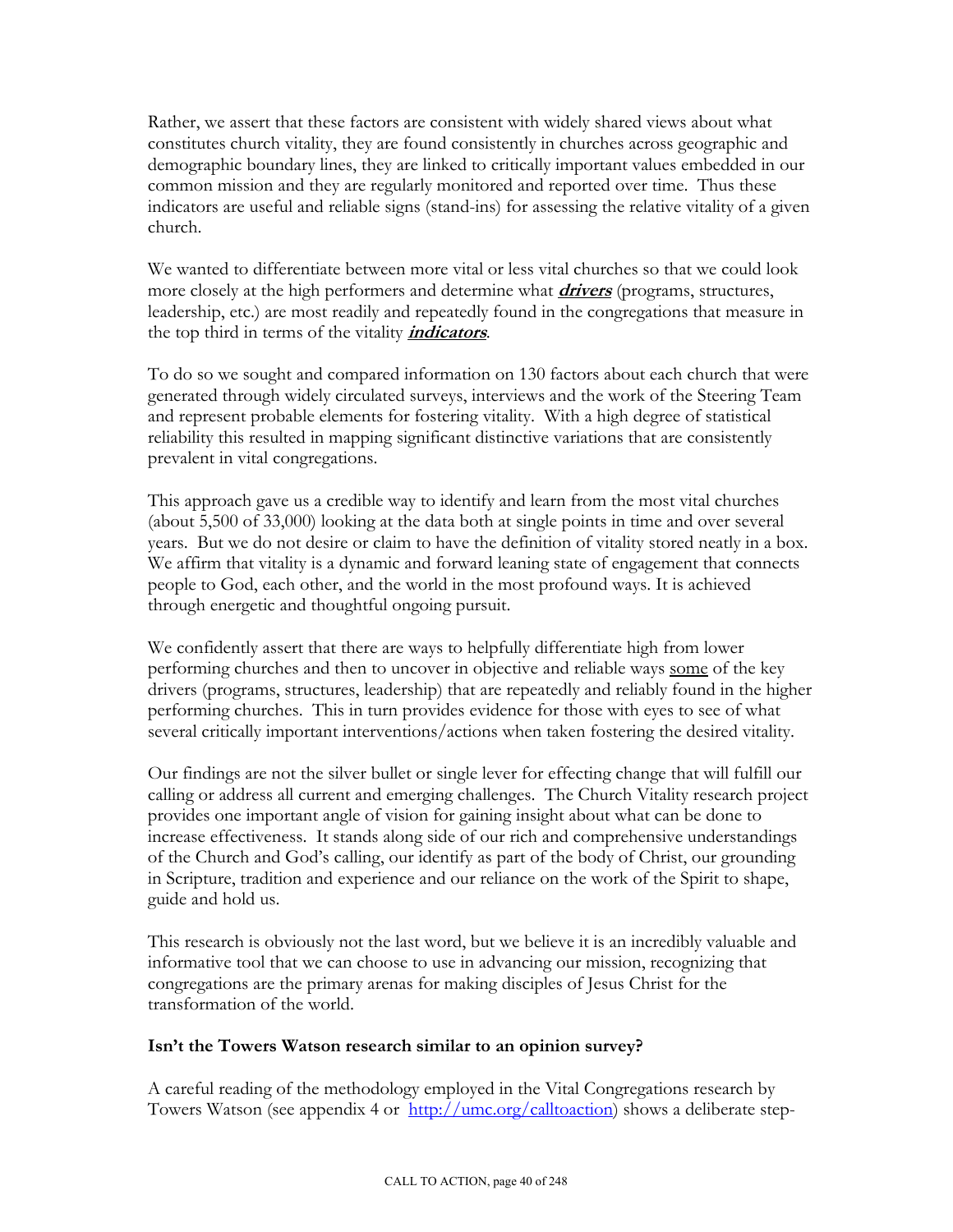Rather, we assert that these factors are consistent with widely shared views about what constitutes church vitality, they are found consistently in churches across geographic and demographic boundary lines, they are linked to critically important values embedded in our common mission and they are regularly monitored and reported over time. Thus these indicators are useful and reliable signs (stand-ins) for assessing the relative vitality of a given church.

We wanted to differentiate between more vital or less vital churches so that we could look more closely at the high performers and determine what ***drivers*** (programs, structures, leadership, etc.) are most readily and repeatedly found in the congregations that measure in the top third in terms of the vitality ***indicators***.

To do so we sought and compared information on 130 factors about each church that were generated through widely circulated surveys, interviews and the work of the Steering Team and represent probable elements for fostering vitality. With a high degree of statistical reliability this resulted in mapping significant distinctive variations that are consistently prevalent in vital congregations.

This approach gave us a credible way to identify and learn from the most vital churches (about 5,500 of 33,000) looking at the data both at single points in time and over several years. But we do not desire or claim to have the definition of vitality stored neatly in a box. We affirm that vitality is a dynamic and forward leaning state of engagement that connects people to God, each other, and the world in the most profound ways. It is achieved through energetic and thoughtful ongoing pursuit.

We confidently assert that there are ways to helpfully differentiate high from lower performing churches and then to uncover in objective and reliable ways <u>some</u> of the key drivers (programs, structures, leadership) that are repeatedly and reliably found in the higher performing churches. This in turn provides evidence for those with eyes to see of what several critically important interventions/actions when taken fostering the desired vitality.

Our findings are not the silver bullet or single lever for effecting change that will fulfill our calling or address all current and emerging challenges. The Church Vitality research project provides one important angle of vision for gaining insight about what can be done to increase effectiveness. It stands along side of our rich and comprehensive understandings of the Church and God's calling, our identify as part of the body of Christ, our grounding in Scripture, tradition and experience and our reliance on the work of the Spirit to shape, guide and hold us.

This research is obviously not the last word, but we believe it is an incredibly valuable and informative tool that we can choose to use in advancing our mission, recognizing that congregations are the primary arenas for making disciples of Jesus Christ for the transformation of the world.

**Isn't the Towers Watson research similar to an opinion survey?**

A careful reading of the methodology employed in the Vital Congregations research by Towers Watson (see appendix 4 or [http://umc.org/calltoaction](http://umc.org/calltoaction)) shows a deliberate step-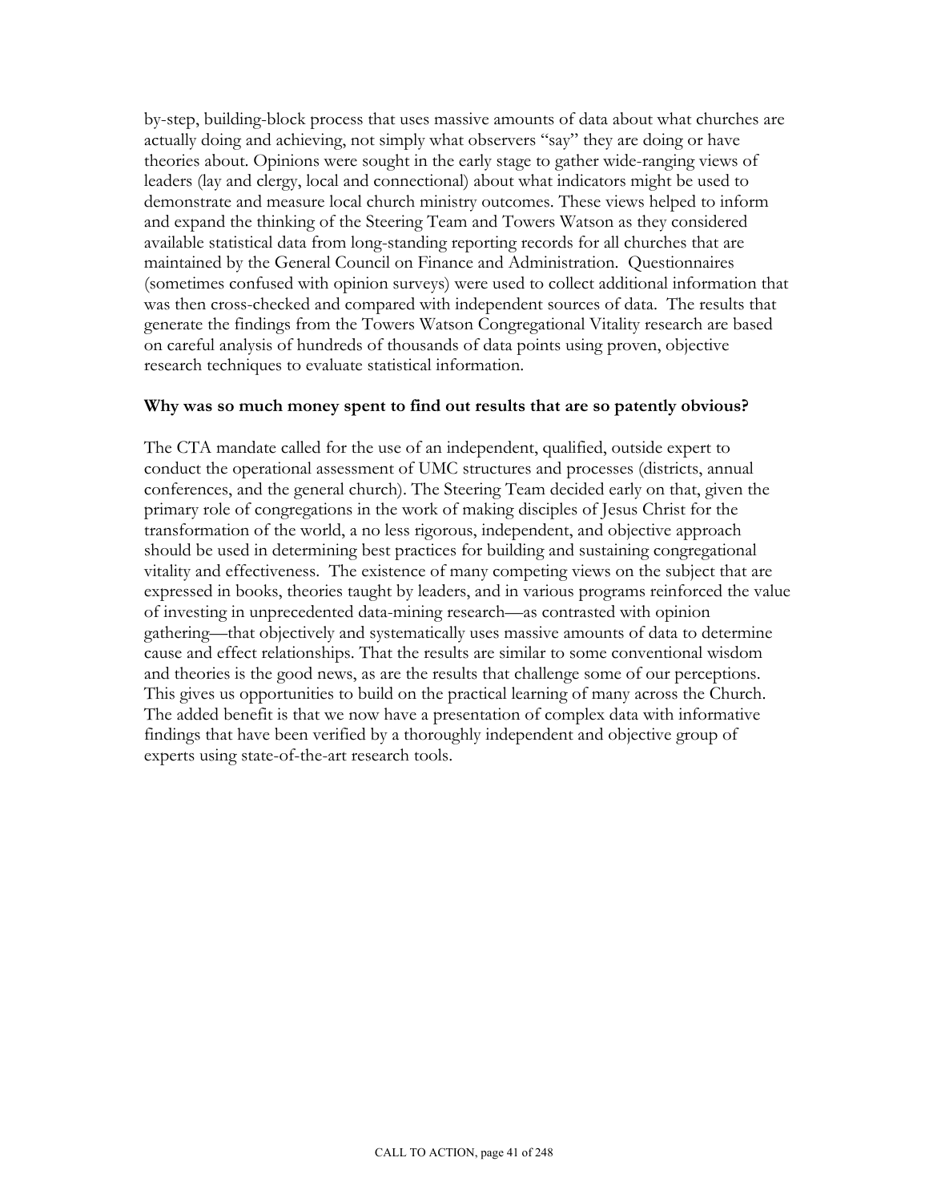by-step, building-block process that uses massive amounts of data about what churches are actually doing and achieving, not simply what observers "say" they are doing or have theories about. Opinions were sought in the early stage to gather wide-ranging views of leaders (lay and clergy, local and connectional) about what indicators might be used to demonstrate and measure local church ministry outcomes. These views helped to inform and expand the thinking of the Steering Team and Towers Watson as they considered available statistical data from long-standing reporting records for all churches that are maintained by the General Council on Finance and Administration. Questionnaires (sometimes confused with opinion surveys) were used to collect additional information that was then cross-checked and compared with independent sources of data. The results that generate the findings from the Towers Watson Congregational Vitality research are based on careful analysis of hundreds of thousands of data points using proven, objective research techniques to evaluate statistical information.

**Why was so much money spent to find out results that are so patently obvious?**

The CTA mandate called for the use of an independent, qualified, outside expert to conduct the operational assessment of UMC structures and processes (districts, annual conferences, and the general church). The Steering Team decided early on that, given the primary role of congregations in the work of making disciples of Jesus Christ for the transformation of the world, a no less rigorous, independent, and objective approach should be used in determining best practices for building and sustaining congregational vitality and effectiveness. The existence of many competing views on the subject that are expressed in books, theories taught by leaders, and in various programs reinforced the value of investing in unprecedented data-mining research—as contrasted with opinion gathering—that objectively and systematically uses massive amounts of data to determine cause and effect relationships. That the results are similar to some conventional wisdom and theories is the good news, as are the results that challenge some of our perceptions. This gives us opportunities to build on the practical learning of many across the Church. The added benefit is that we now have a presentation of complex data with informative findings that have been verified by a thoroughly independent and objective group of experts using state-of-the-art research tools.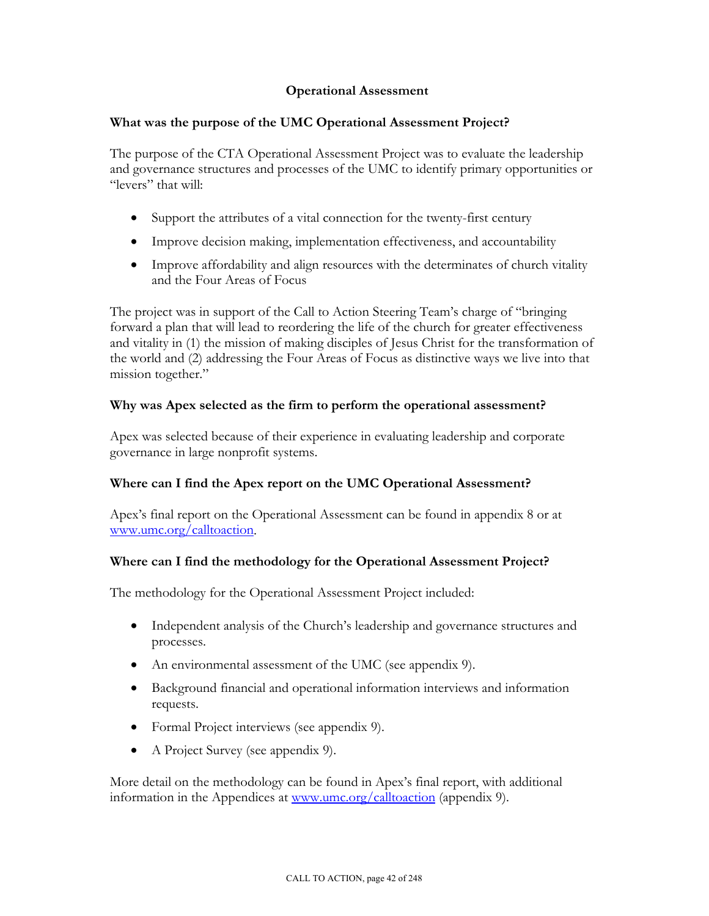## Operational Assessment

**What was the purpose of the UMC Operational Assessment Project?**

The purpose of the CTA Operational Assessment Project was to evaluate the leadership and governance structures and processes of the UMC to identify primary opportunities or "levers" that will:

- Support the attributes of a vital connection for the twenty-first century
- Improve decision making, implementation effectiveness, and accountability
- Improve affordability and align resources with the determinates of church vitality and the Four Areas of Focus

The project was in support of the Call to Action Steering Team's charge of "bringing forward a plan that will lead to reordering the life of the church for greater effectiveness and vitality in (1) the mission of making disciples of Jesus Christ for the transformation of the world and (2) addressing the Four Areas of Focus as distinctive ways we live into that mission together."

**Why was Apex selected as the firm to perform the operational assessment?**

Apex was selected because of their experience in evaluating leadership and corporate governance in large nonprofit systems.

**Where can I find the Apex report on the UMC Operational Assessment?**

Apex's final report on the Operational Assessment can be found in appendix 8 or at www.umc.org/calltoaction.

**Where can I find the methodology for the Operational Assessment Project?**

The methodology for the Operational Assessment Project included:

- Independent analysis of the Church's leadership and governance structures and processes.
- An environmental assessment of the UMC (see appendix 9).
- Background financial and operational information interviews and information requests.
- Formal Project interviews (see appendix 9).
- A Project Survey (see appendix 9).

More detail on the methodology can be found in Apex's final report, with additional information in the Appendices at www.umc.org/calltoaction (appendix 9).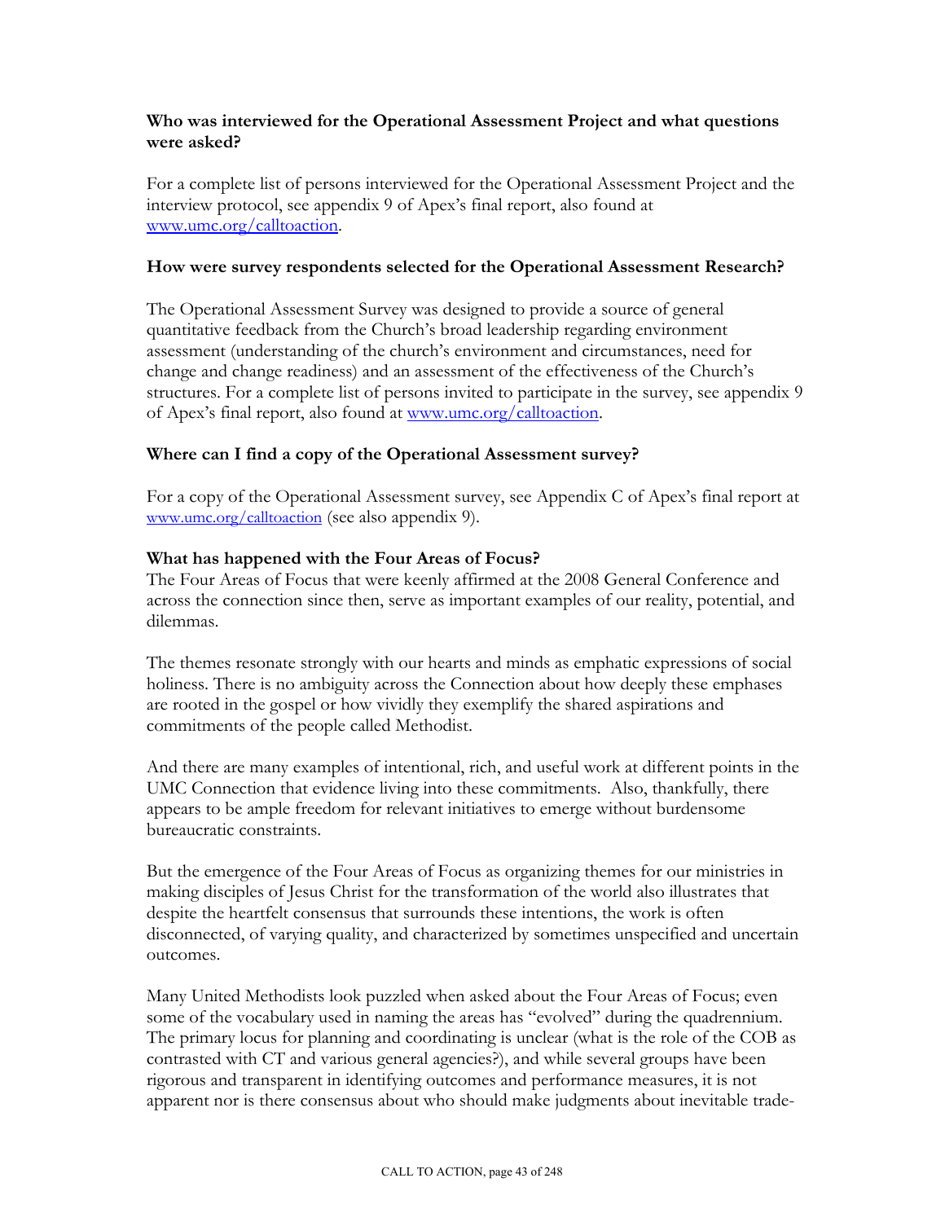**Who was interviewed for the Operational Assessment Project and what questions were asked?**

For a complete list of persons interviewed for the Operational Assessment Project and the interview protocol, see appendix 9 of Apex's final report, also found at www.umc.org/calltoaction.

**How were survey respondents selected for the Operational Assessment Research?**

The Operational Assessment Survey was designed to provide a source of general quantitative feedback from the Church's broad leadership regarding environment assessment (understanding of the church's environment and circumstances, need for change and change readiness) and an assessment of the effectiveness of the Church's structures. For a complete list of persons invited to participate in the survey, see appendix 9 of Apex's final report, also found at www.umc.org/calltoaction.

**Where can I find a copy of the Operational Assessment survey?**

For a copy of the Operational Assessment survey, see Appendix C of Apex's final report at www.umc.org/calltoaction (see also appendix 9).

**What has happened with the Four Areas of Focus?**

The Four Areas of Focus that were keenly affirmed at the 2008 General Conference and across the connection since then, serve as important examples of our reality, potential, and dilemmas.

The themes resonate strongly with our hearts and minds as emphatic expressions of social holiness. There is no ambiguity across the Connection about how deeply these emphases are rooted in the gospel or how vividly they exemplify the shared aspirations and commitments of the people called Methodist.

And there are many examples of intentional, rich, and useful work at different points in the UMC Connection that evidence living into these commitments. Also, thankfully, there appears to be ample freedom for relevant initiatives to emerge without burdensome bureaucratic constraints.

But the emergence of the Four Areas of Focus as organizing themes for our ministries in making disciples of Jesus Christ for the transformation of the world also illustrates that despite the heartfelt consensus that surrounds these intentions, the work is often disconnected, of varying quality, and characterized by sometimes unspecified and uncertain outcomes.

Many United Methodists look puzzled when asked about the Four Areas of Focus; even some of the vocabulary used in naming the areas has "evolved" during the quadrennium. The primary locus for planning and coordinating is unclear (what is the role of the COB as contrasted with CT and various general agencies?), and while several groups have been rigorous and transparent in identifying outcomes and performance measures, it is not apparent nor is there consensus about who should make judgments about inevitable trade-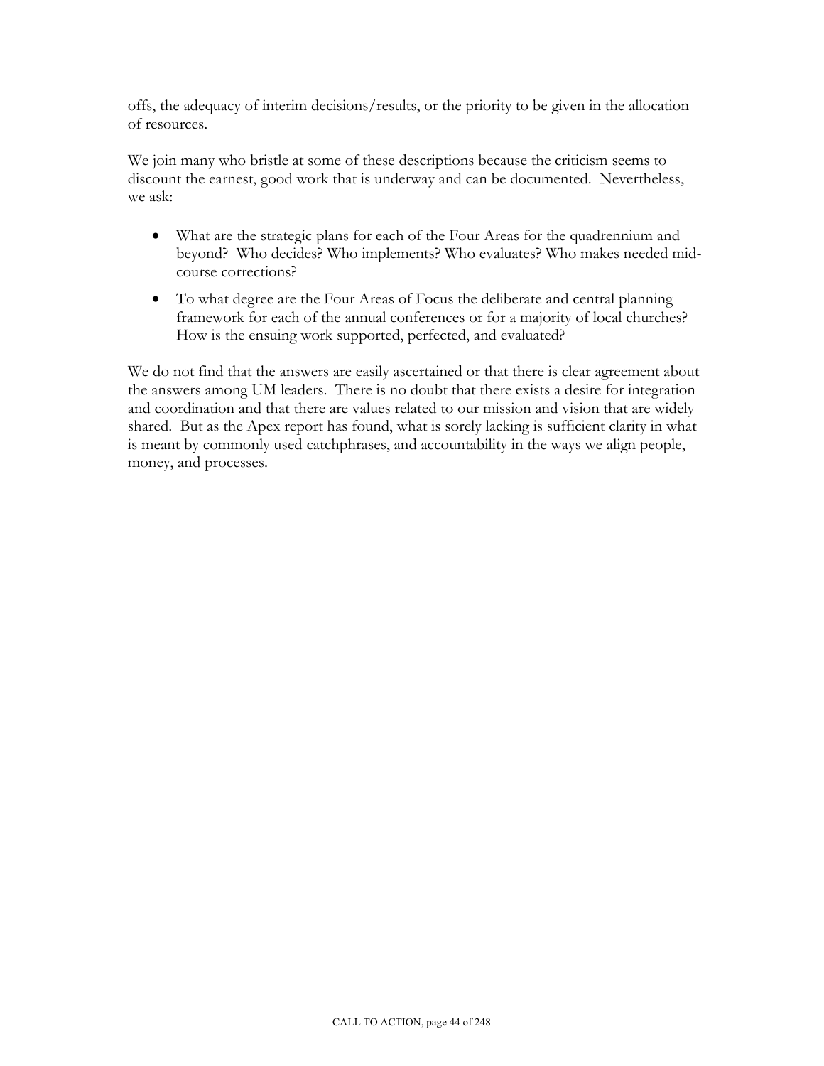offs, the adequacy of interim decisions/results, or the priority to be given in the allocation of resources.

We join many who bristle at some of these descriptions because the criticism seems to discount the earnest, good work that is underway and can be documented. Nevertheless, we ask:

- What are the strategic plans for each of the Four Areas for the quadrennium and beyond? Who decides? Who implements? Who evaluates? Who makes needed mid-course corrections?
- To what degree are the Four Areas of Focus the deliberate and central planning framework for each of the annual conferences or for a majority of local churches? How is the ensuing work supported, perfected, and evaluated?

We do not find that the answers are easily ascertained or that there is clear agreement about the answers among UM leaders. There is no doubt that there exists a desire for integration and coordination and that there are values related to our mission and vision that are widely shared. But as the Apex report has found, what is sorely lacking is sufficient clarity in what is meant by commonly used catchphrases, and accountability in the ways we align people, money, and processes.